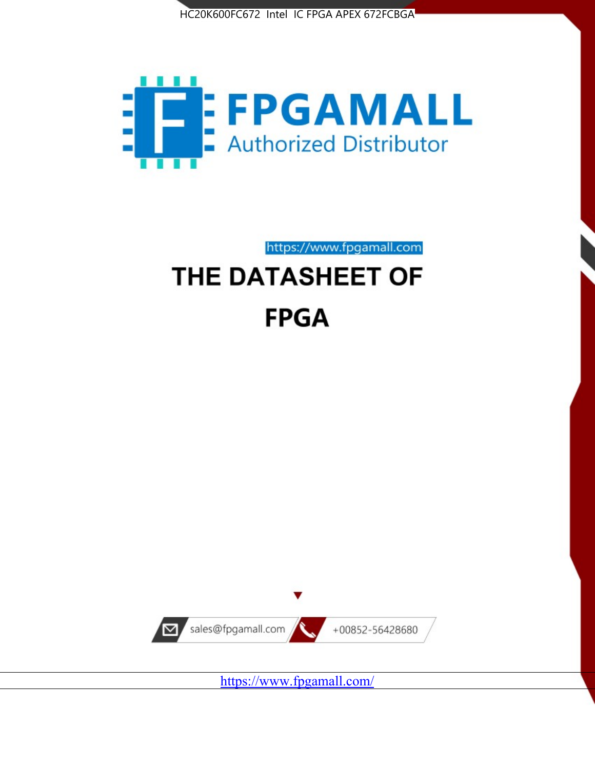HC20K600FC672 Intel IC FPGA APEX 672FCBGA

FPGAMALL

Authorized Distributor

https://www.fpgamall.com

# THE DATASHEET OF FPGA

sales@fpgamall.com

+00852-56428680

https://www.fpgamall.com/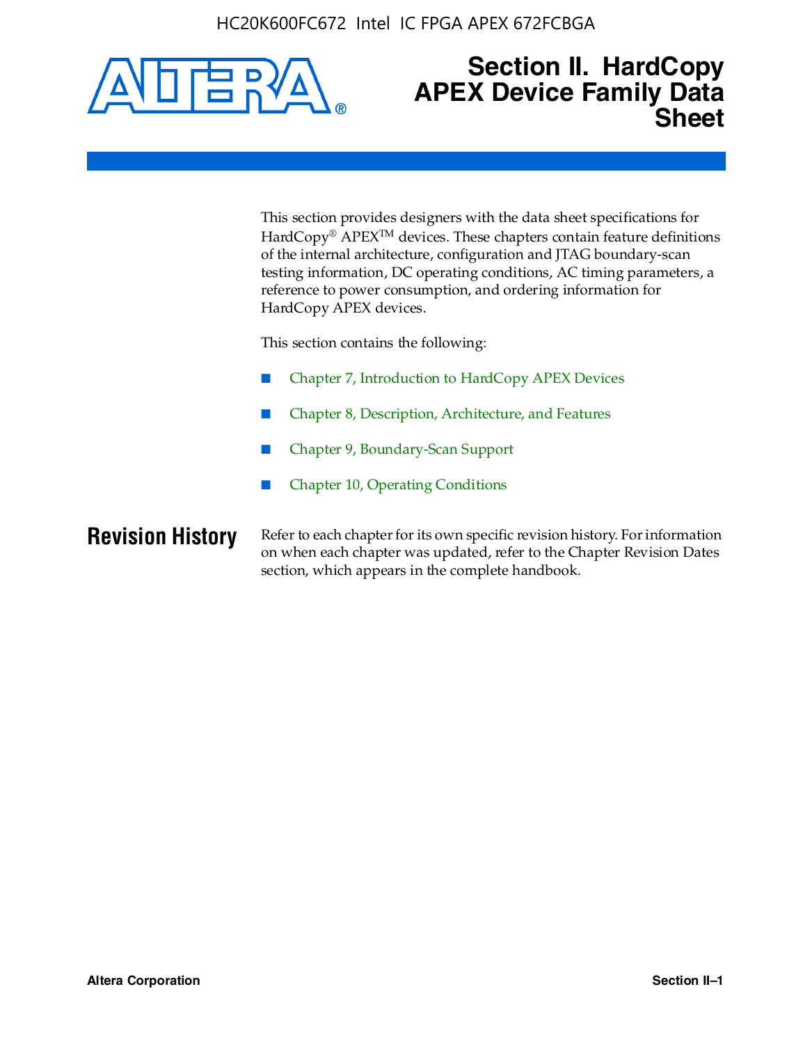# Section II. HardCopy APEX Device Family Data Sheet

This section provides designers with the data sheet specifications for HardCopy® APEX™ devices. These chapters contain feature definitions of the internal architecture, configuration and JTAG boundary-scan testing information, DC operating conditions, AC timing parameters, a reference to power consumption, and ordering information for HardCopy APEX devices.

This section contains the following:

- Chapter 7, Introduction to HardCopy APEX Devices
- Chapter 8, Description, Architecture, and Features
- Chapter 9, Boundary-Scan Support
- Chapter 10, Operating Conditions

## Revision History

Refer to each chapter for its own specific revision history. For information on when each chapter was updated, refer to the Chapter Revision Dates section, which appears in the complete handbook.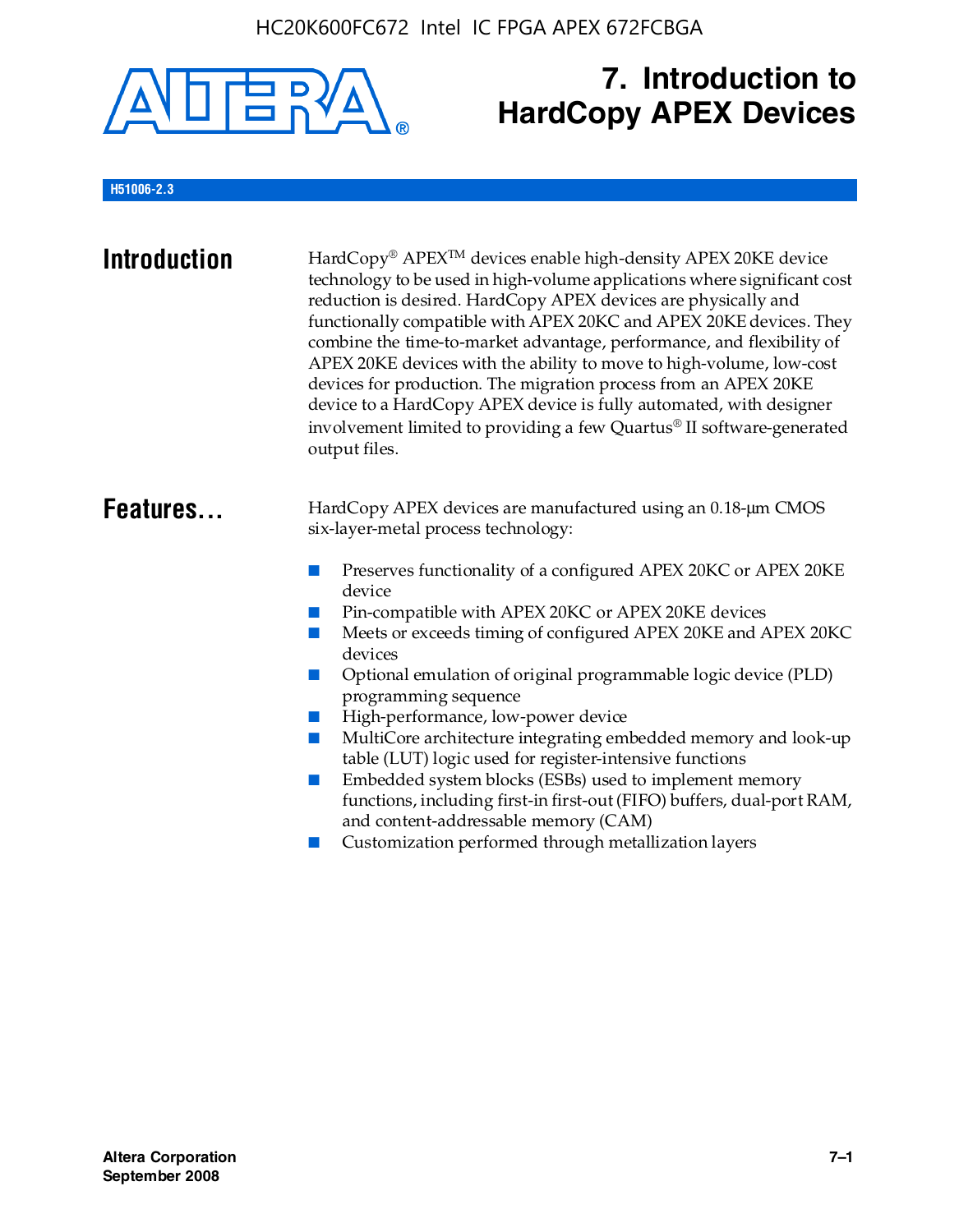# 7. Introduction to HardCopy APEX Devices

H51006-2.3

## Introduction

HardCopy® APEX™ devices enable high-density APEX 20KE device technology to be used in high-volume applications where significant cost reduction is desired. HardCopy APEX devices are physically and functionally compatible with APEX 20KC and APEX 20KE devices. They combine the time-to-market advantage, performance, and flexibility of APEX 20KE devices with the ability to move to high-volume, low-cost devices for production. The migration process from an APEX 20KE device to a HardCopy APEX device is fully automated, with designer involvement limited to providing a few Quartus® II software-generated output files.

## Features...

HardCopy APEX devices are manufactured using an 0.18-μm CMOS six-layer-metal process technology:

- Preserves functionality of a configured APEX 20KC or APEX 20KE device
- Pin-compatible with APEX 20KC or APEX 20KE devices
- Meets or exceeds timing of configured APEX 20KE and APEX 20KC devices
- Optional emulation of original programmable logic device (PLD) programming sequence
- High-performance, low-power device
- MultiCore architecture integrating embedded memory and look-up table (LUT) logic used for register-intensive functions
- Embedded system blocks (ESBs) used to implement memory functions, including first-in first-out (FIFO) buffers, dual-port RAM, and content-addressable memory (CAM)
- Customization performed through metallization layers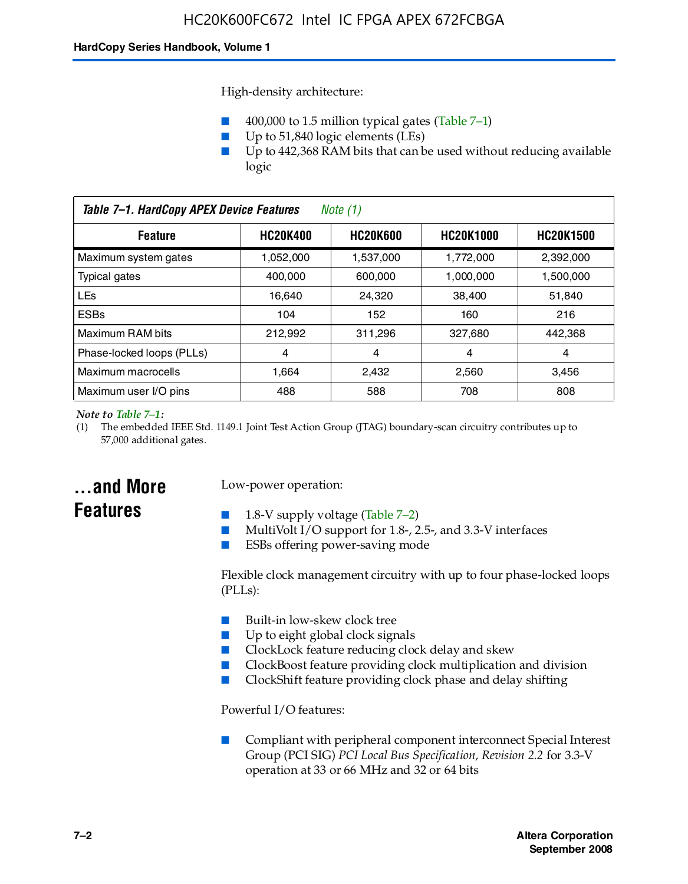High-density architecture:

- 400,000 to 1.5 million typical gates (Table 7–1)
- Up to 51,840 logic elements (LEs)
- Up to 442,368 RAM bits that can be used without reducing available logic

*Table 7–1. HardCopy APEX Device Features* *Note (1)*

| Feature | HC20K400 | HC20K600 | HC20K1000 | HC20K1500 |
|---|---|---|---|---|
| Maximum system gates | 1,052,000 | 1,537,000 | 1,772,000 | 2,392,000 |
| Typical gates | 400,000 | 600,000 | 1,000,000 | 1,500,000 |
| LEs | 16,640 | 24,320 | 38,400 | 51,840 |
| ESBs | 104 | 152 | 160 | 216 |
| Maximum RAM bits | 212,992 | 311,296 | 327,680 | 442,368 |
| Phase-locked loops (PLLs) | 4 | 4 | 4 | 4 |
| Maximum macrocells | 1,664 | 2,432 | 2,560 | 3,456 |
| Maximum user I/O pins | 488 | 588 | 708 | 808 |

*Note to Table 7–1:*

(1) The embedded IEEE Std. 1149.1 Joint Test Action Group (JTAG) boundary-scan circuitry contributes up to 57,000 additional gates.

## ...and More Features

Low-power operation:

- 1.8-V supply voltage (Table 7–2)
- MultiVolt I/O support for 1.8-, 2.5-, and 3.3-V interfaces
- ESBs offering power-saving mode

Flexible clock management circuitry with up to four phase-locked loops (PLLs):

- Built-in low-skew clock tree
- Up to eight global clock signals
- ClockLock feature reducing clock delay and skew
- ClockBoost feature providing clock multiplication and division
- ClockShift feature providing clock phase and delay shifting

Powerful I/O features:

- Compliant with peripheral component interconnect Special Interest Group (PCI SIG) *PCI Local Bus Specification, Revision 2.2* for 3.3-V operation at 33 or 66 MHz and 32 or 64 bits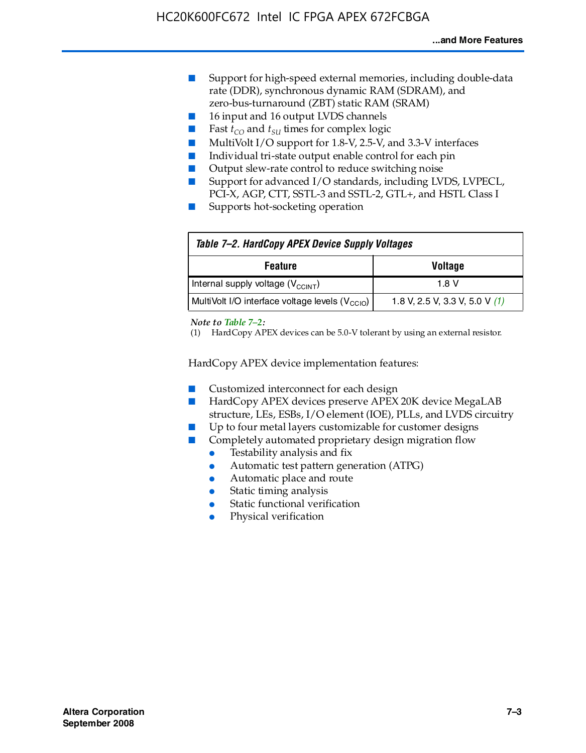- Support for high-speed external memories, including double-data rate (DDR), synchronous dynamic RAM (SDRAM), and zero-bus-turnaround (ZBT) static RAM (SRAM)
- 16 input and 16 output LVDS channels
- Fast $t_{CO}$ and $t_{SU}$ times for complex logic
- MultiVolt I/O support for 1.8-V, 2.5-V, and 3.3-V interfaces
- Individual tri-state output enable control for each pin
- Output slew-rate control to reduce switching noise
- Support for advanced I/O standards, including LVDS, LVPECL, PCI-X, AGP, CTT, SSTL-3 and SSTL-2, GTL+, and HSTL Class I
- Supports hot-socketing operation

**Table 7–2. HardCopy APEX Device Supply Voltages**

| Feature | Voltage |
|---|---|
| Internal supply voltage ($V_{CCINT}$) | 1.8 V |
| MultiVolt I/O interface voltage levels ($V_{CCIO}$) | 1.8 V, 2.5 V, 3.3 V, 5.0 V *(1)* |

*Note to Table 7–2:*

(1) HardCopy APEX devices can be 5.0-V tolerant by using an external resistor.

HardCopy APEX device implementation features:

- Customized interconnect for each design
- HardCopy APEX devices preserve APEX 20K device MegaLAB structure, LEs, ESBs, I/O element (IOE), PLLs, and LVDS circuitry
- Up to four metal layers customizable for customer designs
- Completely automated proprietary design migration flow
  - Testability analysis and fix
  - Automatic test pattern generation (ATPG)
  - Automatic place and route
  - Static timing analysis
  - Static functional verification
  - Physical verification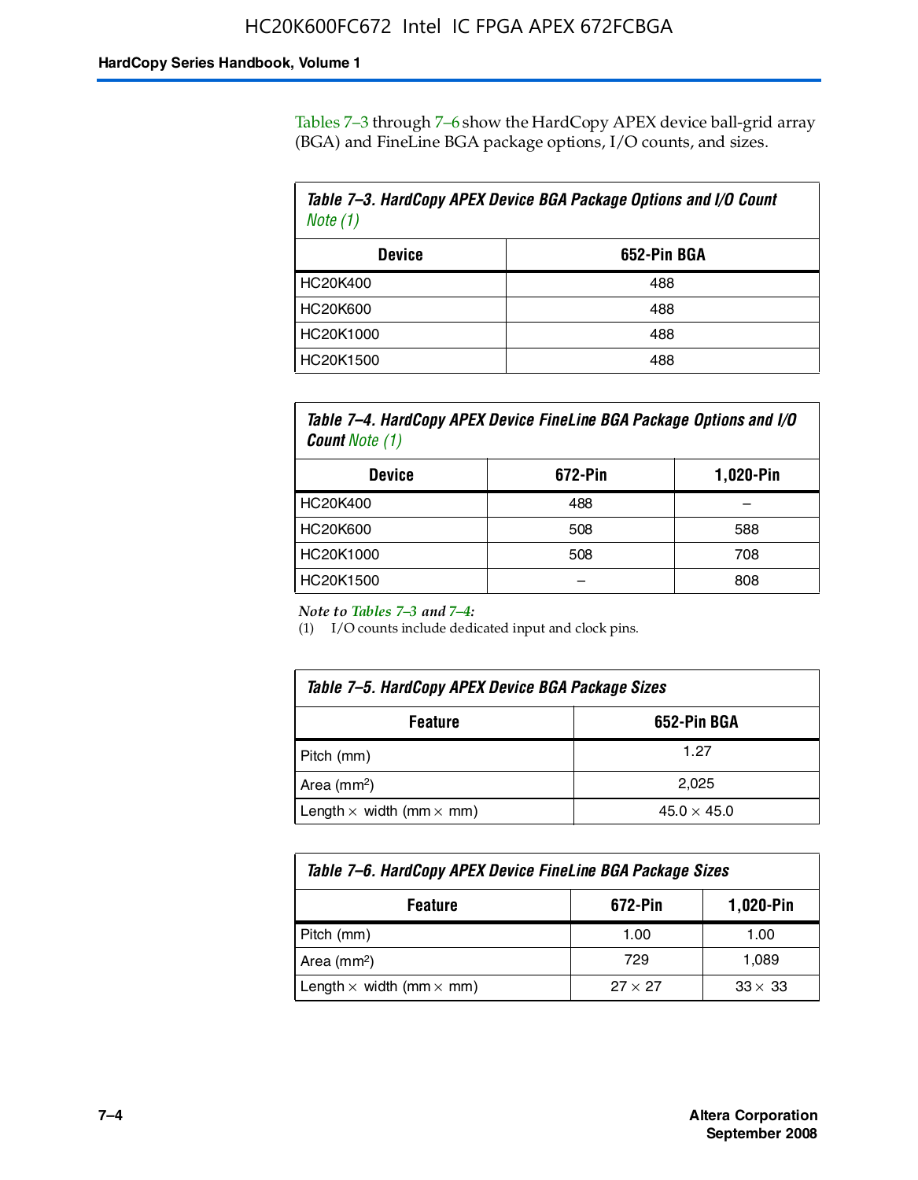Tables 7–3 through 7–6 show the HardCopy APEX device ball-grid array (BGA) and FineLine BGA package options, I/O counts, and sizes.

**Table 7–3. HardCopy APEX Device BGA Package Options and I/O Count** *Note (1)*

| Device | 652-Pin BGA |
|---|---|
| HC20K400 | 488 |
| HC20K600 | 488 |
| HC20K1000 | 488 |
| HC20K1500 | 488 |

**Table 7–4. HardCopy APEX Device FineLine BGA Package Options and I/O Count** *Note (1)*

| Device | 672-Pin | 1,020-Pin |
|---|---|---|
| HC20K400 | 488 | – |
| HC20K600 | 508 | 588 |
| HC20K1000 | 508 | 708 |
| HC20K1500 | – | 808 |

*Note to Tables 7–3 and 7–4:*

(1) I/O counts include dedicated input and clock pins.

**Table 7–5. HardCopy APEX Device BGA Package Sizes**

| Feature | 652-Pin BGA |
|---|---|
| Pitch (mm) | 1.27 |
| Area ($mm^2$) | 2,025 |
| Length × width (mm × mm) | 45.0 × 45.0 |

**Table 7–6. HardCopy APEX Device FineLine BGA Package Sizes**

| Feature | 672-Pin | 1,020-Pin |
|---|---|---|
| Pitch (mm) | 1.00 | 1.00 |
| Area ($mm^2$) | 729 | 1,089 |
| Length × width (mm × mm) | 27 × 27 | 33 × 33 |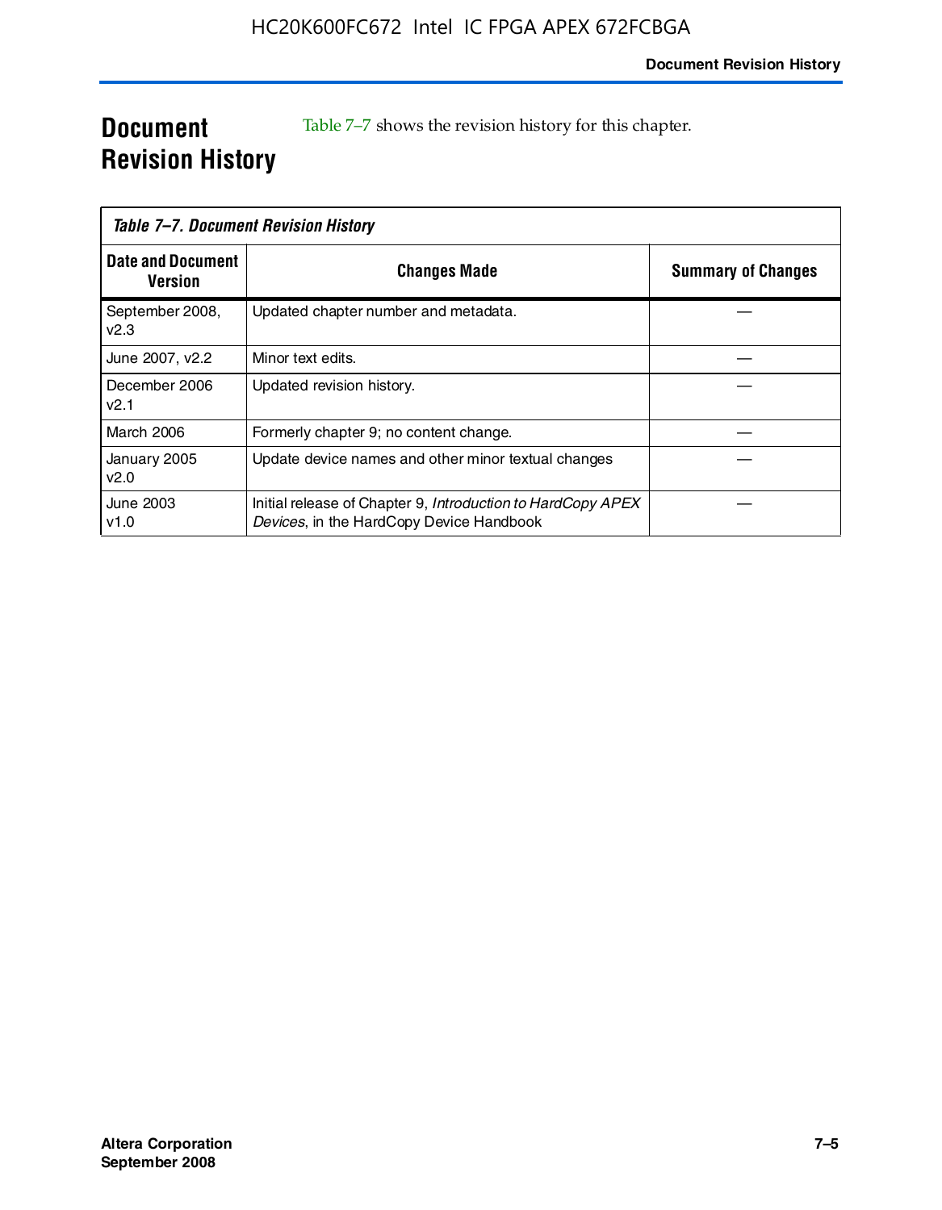# Document Revision History

Table 7–7 shows the revision history for this chapter.

*Table 7–7. Document Revision History*

| Date and Document Version | Changes Made | Summary of Changes |
|---|---|---|
| September 2008, v2.3 | Updated chapter number and metadata. | — |
| June 2007, v2.2 | Minor text edits. | — |
| December 2006 v2.1 | Updated revision history. | — |
| March 2006 | Formerly chapter 9; no content change. | — |
| January 2005 v2.0 | Update device names and other minor textual changes | — |
| June 2003 v1.0 | Initial release of Chapter 9, *Introduction to HardCopy APEX Devices*, in the HardCopy Device Handbook | — |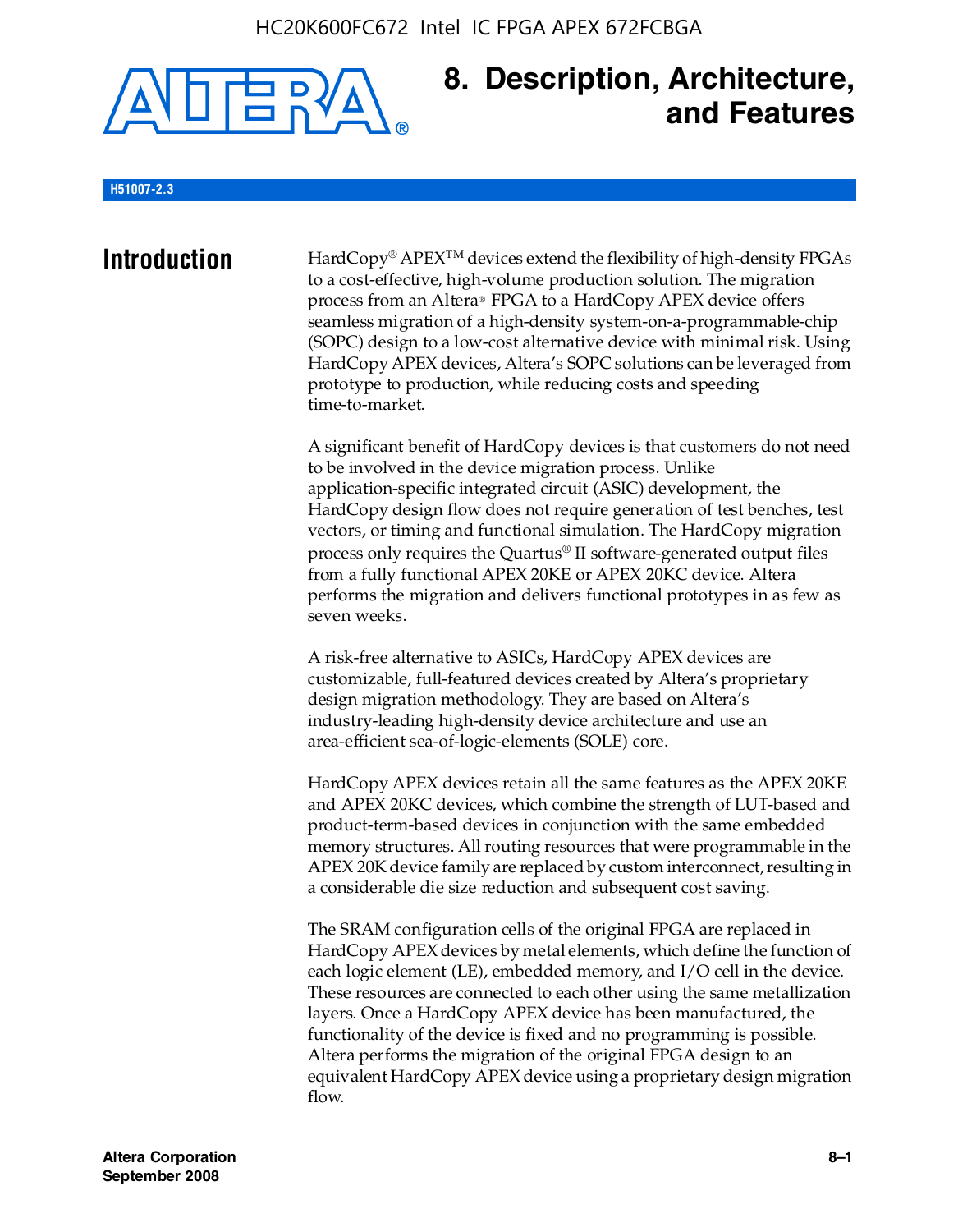# 8. Description, Architecture, and Features

H51007-2.3

## Introduction

HardCopy® APEX™ devices extend the flexibility of high-density FPGAs to a cost-effective, high-volume production solution. The migration process from an Altera® FPGA to a HardCopy APEX device offers seamless migration of a high-density system-on-a-programmable-chip (SOPC) design to a low-cost alternative device with minimal risk. Using HardCopy APEX devices, Altera's SOPC solutions can be leveraged from prototype to production, while reducing costs and speeding time-to-market.

A significant benefit of HardCopy devices is that customers do not need to be involved in the device migration process. Unlike application-specific integrated circuit (ASIC) development, the HardCopy design flow does not require generation of test benches, test vectors, or timing and functional simulation. The HardCopy migration process only requires the Quartus® II software-generated output files from a fully functional APEX 20KE or APEX 20KC device. Altera performs the migration and delivers functional prototypes in as few as seven weeks.

A risk-free alternative to ASICs, HardCopy APEX devices are customizable, full-featured devices created by Altera's proprietary design migration methodology. They are based on Altera's industry-leading high-density device architecture and use an area-efficient sea-of-logic-elements (SOLE) core.

HardCopy APEX devices retain all the same features as the APEX 20KE and APEX 20KC devices, which combine the strength of LUT-based and product-term-based devices in conjunction with the same embedded memory structures. All routing resources that were programmable in the APEX 20K device family are replaced by custom interconnect, resulting in a considerable die size reduction and subsequent cost saving.

The SRAM configuration cells of the original FPGA are replaced in HardCopy APEX devices by metal elements, which define the function of each logic element (LE), embedded memory, and I/O cell in the device. These resources are connected to each other using the same metallization layers. Once a HardCopy APEX device has been manufactured, the functionality of the device is fixed and no programming is possible. Altera performs the migration of the original FPGA design to an equivalent HardCopy APEX device using a proprietary design migration flow.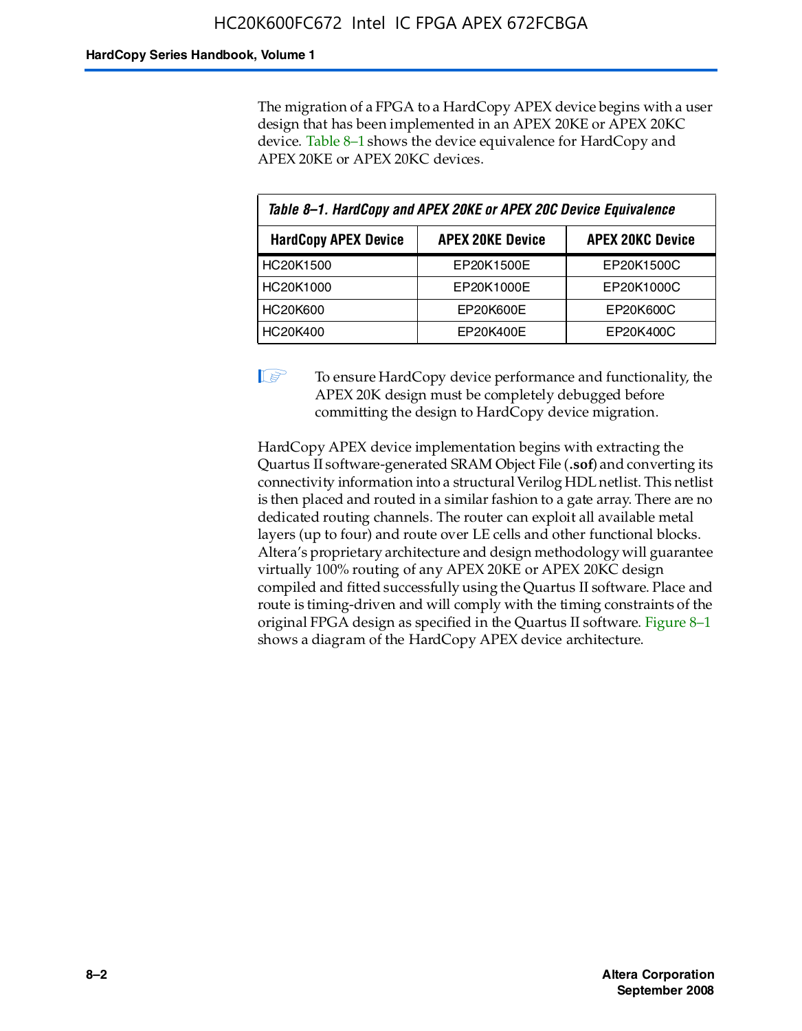The migration of a FPGA to a HardCopy APEX device begins with a user design that has been implemented in an APEX 20KE or APEX 20KC device. Table 8–1 shows the device equivalence for HardCopy and APEX 20KE or APEX 20KC devices.

*Table 8–1. HardCopy and APEX 20KE or APEX 20C Device Equivalence*

| HardCopy APEX Device | APEX 20KE Device | APEX 20KC Device |
|---|---|---|
| HC20K1500 | EP20K1500E | EP20K1500C |
| HC20K1000 | EP20K1000E | EP20K1000C |
| HC20K600 | EP20K600E | EP20K600C |
| HC20K400 | EP20K400E | EP20K400C |

> To ensure HardCopy device performance and functionality, the APEX 20K design must be completely debugged before committing the design to HardCopy device migration.

HardCopy APEX device implementation begins with extracting the Quartus II software-generated SRAM Object File (**.sof**) and converting its connectivity information into a structural Verilog HDL netlist. This netlist is then placed and routed in a similar fashion to a gate array. There are no dedicated routing channels. The router can exploit all available metal layers (up to four) and route over LE cells and other functional blocks. Altera's proprietary architecture and design methodology will guarantee virtually 100% routing of any APEX 20KE or APEX 20KC design compiled and fitted successfully using the Quartus II software. Place and route is timing-driven and will comply with the timing constraints of the original FPGA design as specified in the Quartus II software. Figure 8–1 shows a diagram of the HardCopy APEX device architecture.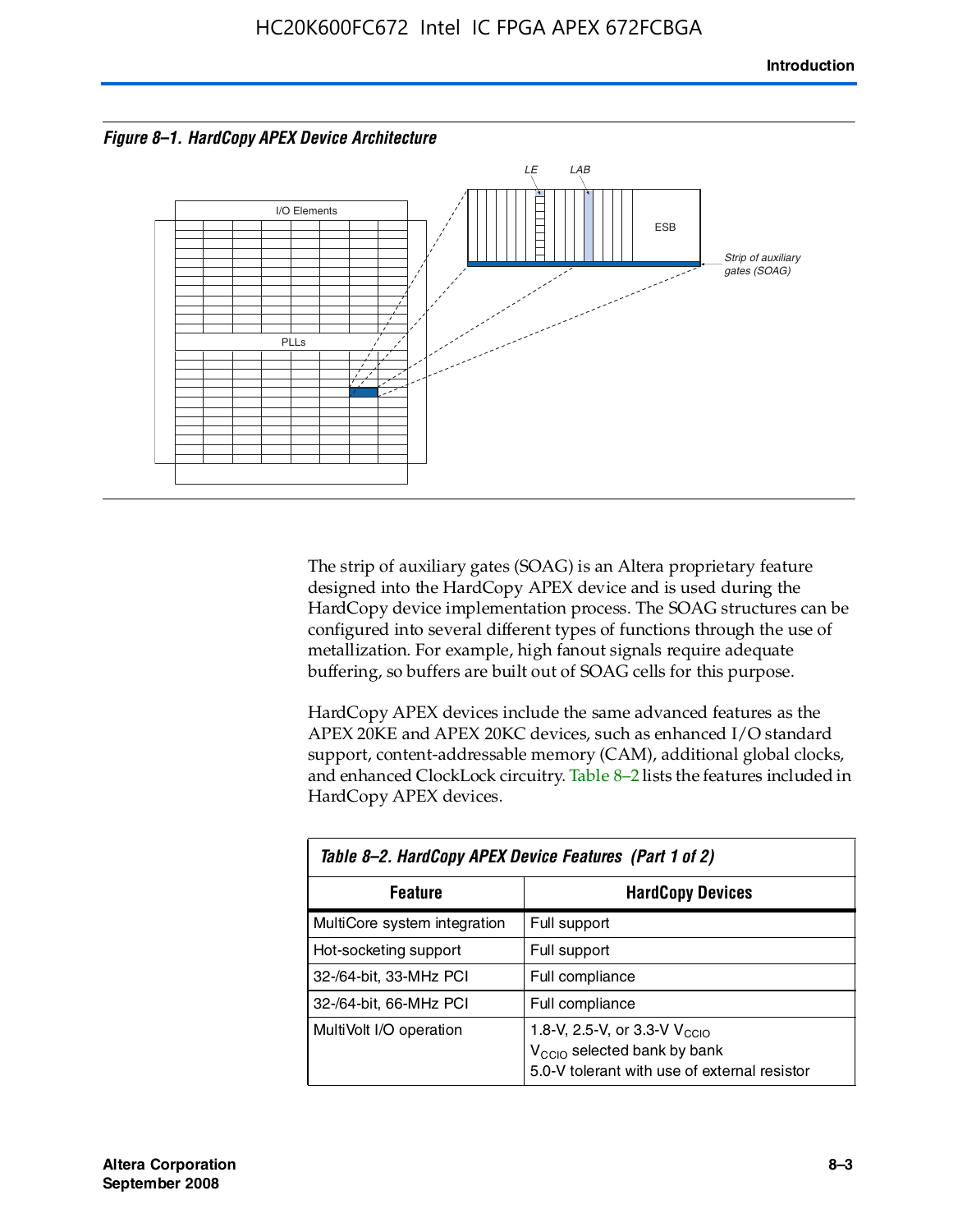*Figure 8–1. HardCopy APEX Device Architecture*

The strip of auxiliary gates (SOAG) is an Altera proprietary feature designed into the HardCopy APEX device and is used during the HardCopy device implementation process. The SOAG structures can be configured into several different types of functions through the use of metallization. For example, high fanout signals require adequate buffering, so buffers are built out of SOAG cells for this purpose.

HardCopy APEX devices include the same advanced features as the APEX 20KE and APEX 20KC devices, such as enhanced I/O standard support, content-addressable memory (CAM), additional global clocks, and enhanced ClockLock circuitry. Table 8–2 lists the features included in HardCopy APEX devices.

*Table 8–2. HardCopy APEX Device Features (Part 1 of 2)*

| Feature | HardCopy Devices |
|---|---|
| MultiCore system integration | Full support |
| Hot-socketing support | Full support |
| 32-/64-bit, 33-MHz PCI | Full compliance |
| 32-/64-bit, 66-MHz PCI | Full compliance |
| MultiVolt I/O operation | 1.8-V, 2.5-V, or 3.3-V $V_{CCIO}$<br>$V_{CCIO}$ selected bank by bank<br>5.0-V tolerant with use of external resistor |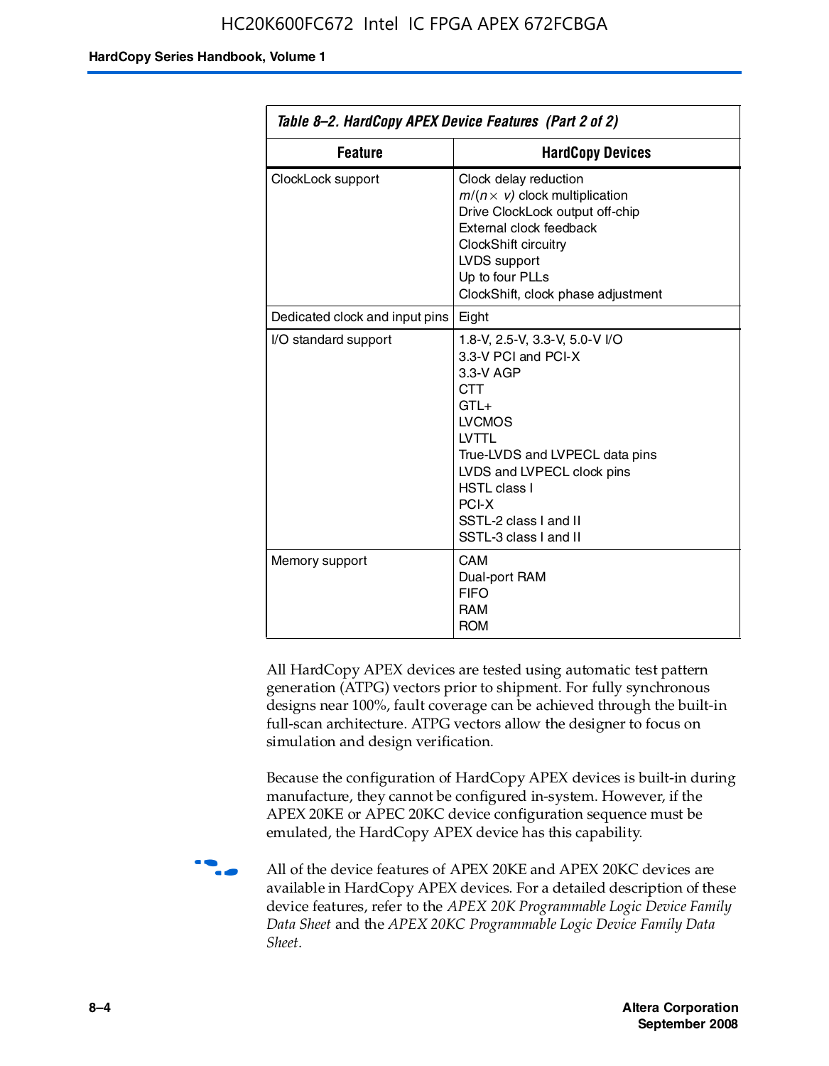Table 8–2. HardCopy APEX Device Features (Part 2 of 2)

| Feature | HardCopy Devices |
|---|---|
| ClockLock support | Clock delay reduction<br>$m/(n \times v)$ clock multiplication<br>Drive ClockLock output off-chip<br>External clock feedback<br>ClockShift circuitry<br>LVDS support<br>Up to four PLLs<br>ClockShift, clock phase adjustment |
| Dedicated clock and input pins | Eight |
| I/O standard support | 1.8-V, 2.5-V, 3.3-V, 5.0-V I/O<br>3.3-V PCI and PCI-X<br>3.3-V AGP<br>CTT<br>GTL+<br>LVCMOS<br>LVTTL<br>True-LVDS and LVPECL data pins<br>LVDS and LVPECL clock pins<br>HSTL class I<br>PCI-X<br>SSTL-2 class I and II<br>SSTL-3 class I and II |
| Memory support | CAM<br>Dual-port RAM<br>FIFO<br>RAM<br>ROM |

All HardCopy APEX devices are tested using automatic test pattern generation (ATPG) vectors prior to shipment. For fully synchronous designs near 100%, fault coverage can be achieved through the built-in full-scan architecture. ATPG vectors allow the designer to focus on simulation and design verification.

Because the configuration of HardCopy APEX devices is built-in during manufacture, they cannot be configured in-system. However, if the APEX 20KE or APEC 20KC device configuration sequence must be emulated, the HardCopy APEX device has this capability.

All of the device features of APEX 20KE and APEX 20KC devices are available in HardCopy APEX devices. For a detailed description of these device features, refer to the *APEX 20K Programmable Logic Device Family Data Sheet* and the *APEX 20KC Programmable Logic Device Family Data Sheet*.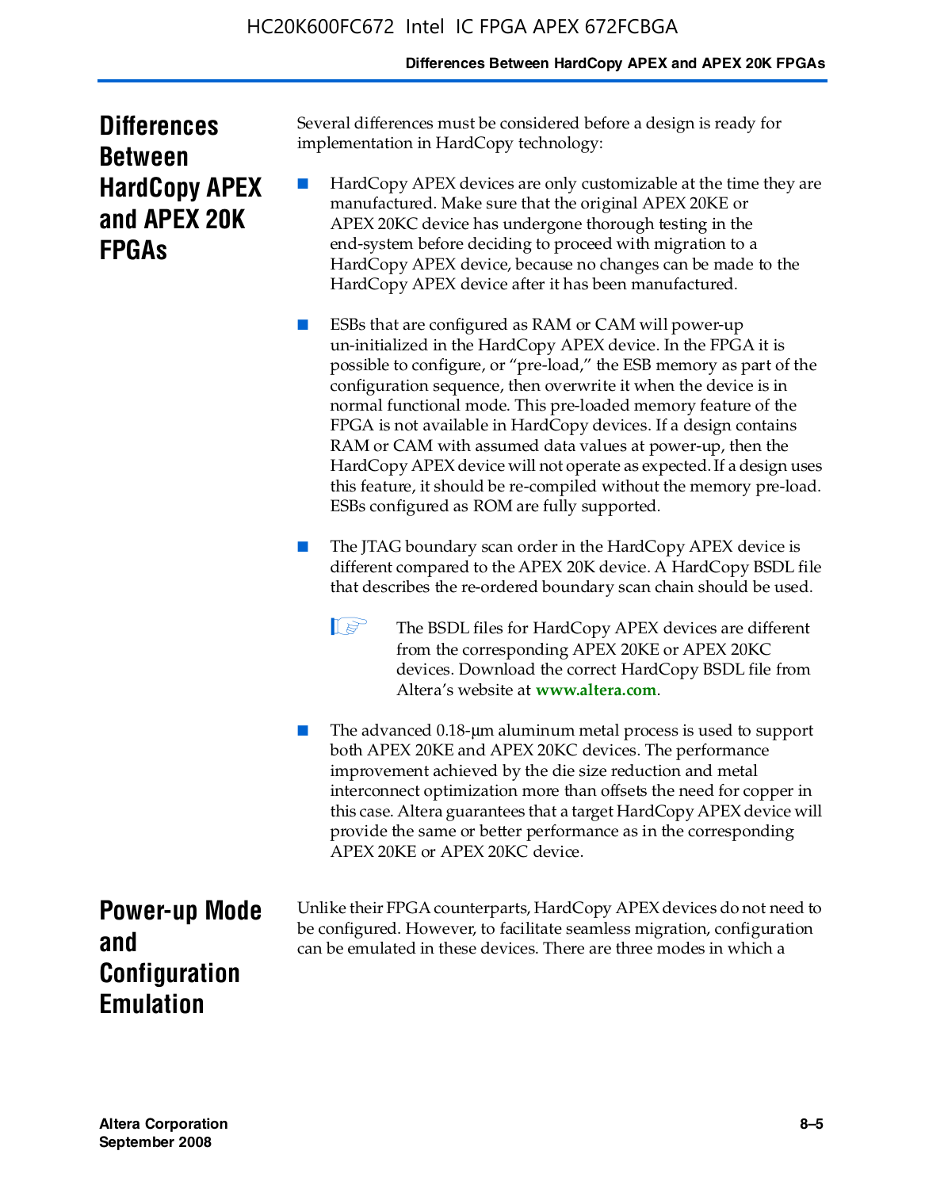## Differences Between HardCopy APEX and APEX 20K FPGAs

Several differences must be considered before a design is ready for implementation in HardCopy technology:

- HardCopy APEX devices are only customizable at the time they are manufactured. Make sure that the original APEX 20KE or APEX 20KC device has undergone thorough testing in the end-system before deciding to proceed with migration to a HardCopy APEX device, because no changes can be made to the HardCopy APEX device after it has been manufactured.
- ESBs that are configured as RAM or CAM will power-up un-initialized in the HardCopy APEX device. In the FPGA it is possible to configure, or "pre-load," the ESB memory as part of the configuration sequence, then overwrite it when the device is in normal functional mode. This pre-loaded memory feature of the FPGA is not available in HardCopy devices. If a design contains RAM or CAM with assumed data values at power-up, then the HardCopy APEX device will not operate as expected. If a design uses this feature, it should be re-compiled without the memory pre-load. ESBs configured as ROM are fully supported.
- The JTAG boundary scan order in the HardCopy APEX device is different compared to the APEX 20K device. A HardCopy BSDL file that describes the re-ordered boundary scan chain should be used.

  > The BSDL files for HardCopy APEX devices are different from the corresponding APEX 20KE or APEX 20KC devices. Download the correct HardCopy BSDL file from Altera's website at **www.altera.com**.

- The advanced 0.18-μm aluminum metal process is used to support both APEX 20KE and APEX 20KC devices. The performance improvement achieved by the die size reduction and metal interconnect optimization more than offsets the need for copper in this case. Altera guarantees that a target HardCopy APEX device will provide the same or better performance as in the corresponding APEX 20KE or APEX 20KC device.

## Power-up Mode and Configuration Emulation

Unlike their FPGA counterparts, HardCopy APEX devices do not need to be configured. However, to facilitate seamless migration, configuration can be emulated in these devices. There are three modes in which a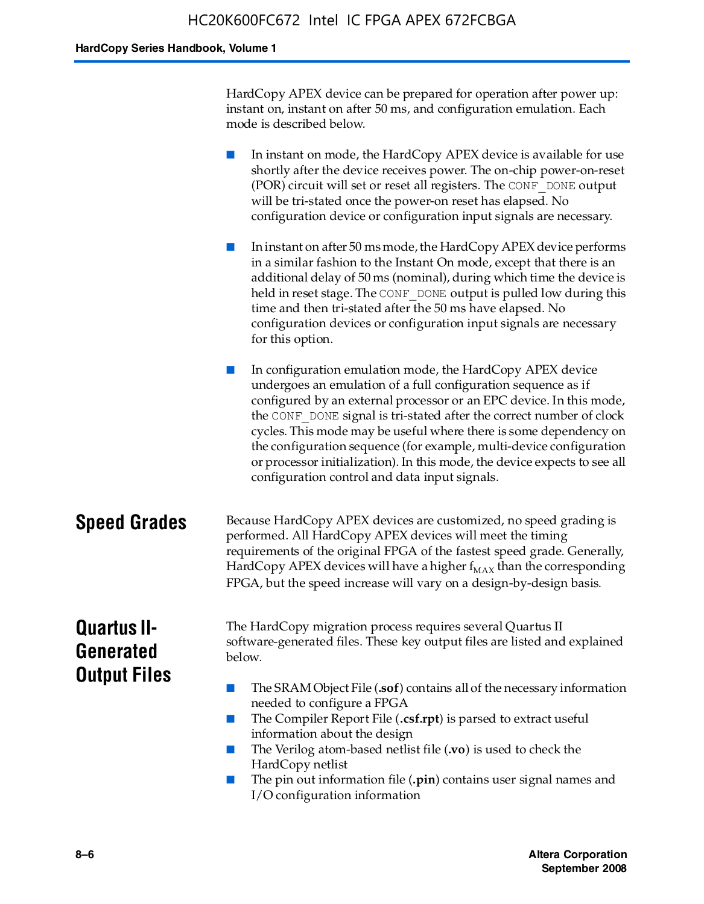HardCopy APEX device can be prepared for operation after power up: instant on, instant on after 50 ms, and configuration emulation. Each mode is described below.

- In instant on mode, the HardCopy APEX device is available for use shortly after the device receives power. The on-chip power-on-reset (POR) circuit will set or reset all registers. The CONF_DONE output will be tri-stated once the power-on reset has elapsed. No configuration device or configuration input signals are necessary.

- In instant on after 50 ms mode, the HardCopy APEX device performs in a similar fashion to the Instant On mode, except that there is an additional delay of 50 ms (nominal), during which time the device is held in reset stage. The CONF_DONE output is pulled low during this time and then tri-stated after the 50 ms have elapsed. No configuration devices or configuration input signals are necessary for this option.

- In configuration emulation mode, the HardCopy APEX device undergoes an emulation of a full configuration sequence as if configured by an external processor or an EPC device. In this mode, the CONF_DONE signal is tri-stated after the correct number of clock cycles. This mode may be useful where there is some dependency on the configuration sequence (for example, multi-device configuration or processor initialization). In this mode, the device expects to see all configuration control and data input signals.

## Speed Grades

Because HardCopy APEX devices are customized, no speed grading is performed. All HardCopy APEX devices will meet the timing requirements of the original FPGA of the fastest speed grade. Generally, HardCopy APEX devices will have a higher $f_{MAX}$ than the corresponding FPGA, but the speed increase will vary on a design-by-design basis.

## Quartus II-Generated Output Files

The HardCopy migration process requires several Quartus II software-generated files. These key output files are listed and explained below.

- The SRAM Object File (**.sof**) contains all of the necessary information needed to configure a FPGA
- The Compiler Report File (**.csf.rpt**) is parsed to extract useful information about the design
- The Verilog atom-based netlist file (**.vo**) is used to check the HardCopy netlist
- The pin out information file (**.pin**) contains user signal names and I/O configuration information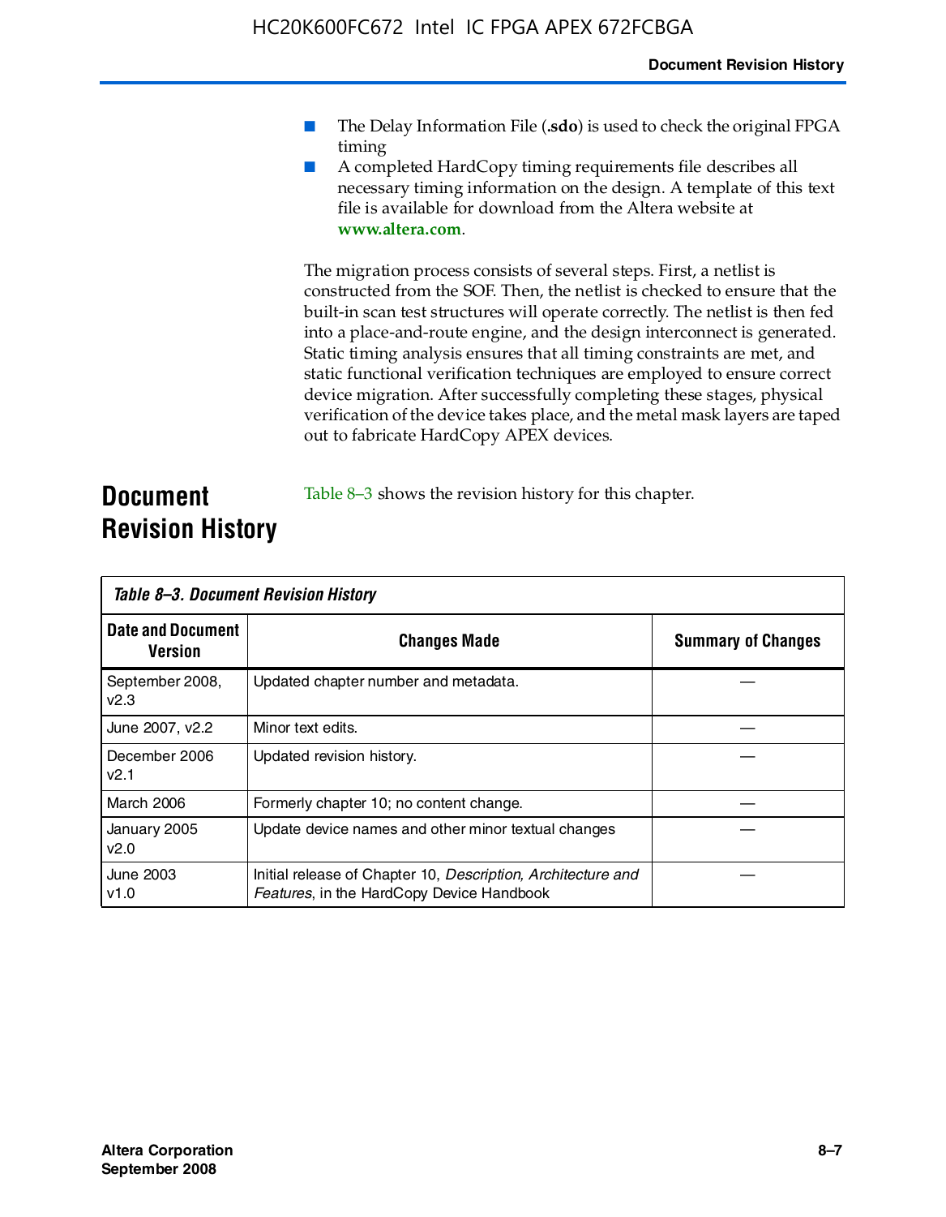- The Delay Information File (**.sdo**) is used to check the original FPGA timing
- A completed HardCopy timing requirements file describes all necessary timing information on the design. A template of this text file is available for download from the Altera website at **www.altera.com**.

The migration process consists of several steps. First, a netlist is constructed from the SOF. Then, the netlist is checked to ensure that the built-in scan test structures will operate correctly. The netlist is then fed into a place-and-route engine, and the design interconnect is generated. Static timing analysis ensures that all timing constraints are met, and static functional verification techniques are employed to ensure correct device migration. After successfully completing these stages, physical verification of the device takes place, and the metal mask layers are taped out to fabricate HardCopy APEX devices.

## Document Revision History

Table 8–3 shows the revision history for this chapter.

*Table 8–3. Document Revision History*

| Date and Document Version | Changes Made | Summary of Changes |
|---|---|---|
| September 2008, v2.3 | Updated chapter number and metadata. | — |
| June 2007, v2.2 | Minor text edits. | — |
| December 2006 v2.1 | Updated revision history. | — |
| March 2006 | Formerly chapter 10; no content change. | — |
| January 2005 v2.0 | Update device names and other minor textual changes | — |
| June 2003 v1.0 | Initial release of Chapter 10, *Description, Architecture and Features*, in the HardCopy Device Handbook | — |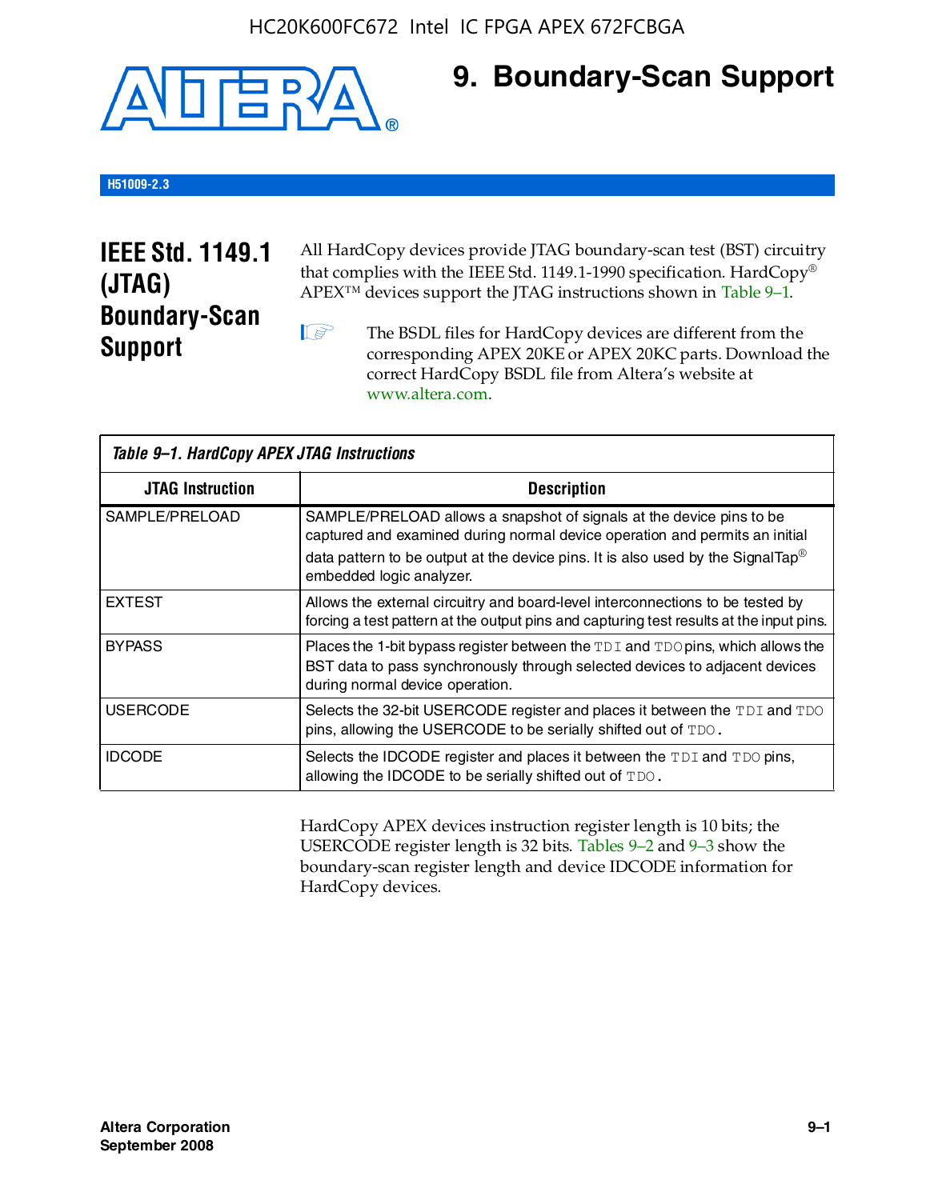# 9. Boundary-Scan Support

H51009-2.3

## IEEE Std. 1149.1 (JTAG) Boundary-Scan Support

All HardCopy devices provide JTAG boundary-scan test (BST) circuitry that complies with the IEEE Std. 1149.1-1990 specification. HardCopy® APEX™ devices support the JTAG instructions shown in Table 9–1.

The BSDL files for HardCopy devices are different from the corresponding APEX 20KE or APEX 20KC parts. Download the correct HardCopy BSDL file from Altera's website at www.altera.com.

*Table 9–1. HardCopy APEX JTAG Instructions*

| JTAG Instruction | Description |
|---|---|
| SAMPLE/PRELOAD | SAMPLE/PRELOAD allows a snapshot of signals at the device pins to be captured and examined during normal device operation and permits an initial data pattern to be output at the device pins. It is also used by the SignalTap® embedded logic analyzer. |
| EXTEST | Allows the external circuitry and board-level interconnections to be tested by forcing a test pattern at the output pins and capturing test results at the input pins. |
| BYPASS | Places the 1-bit bypass register between the TDI and TDO pins, which allows the BST data to pass synchronously through selected devices to adjacent devices during normal device operation. |
| USERCODE | Selects the 32-bit USERCODE register and places it between the TDI and TDO pins, allowing the USERCODE to be serially shifted out of TDO. |
| IDCODE | Selects the IDCODE register and places it between the TDI and TDO pins, allowing the IDCODE to be serially shifted out of TDO. |

HardCopy APEX devices instruction register length is 10 bits; the USERCODE register length is 32 bits. Tables 9–2 and 9–3 show the boundary-scan register length and device IDCODE information for HardCopy devices.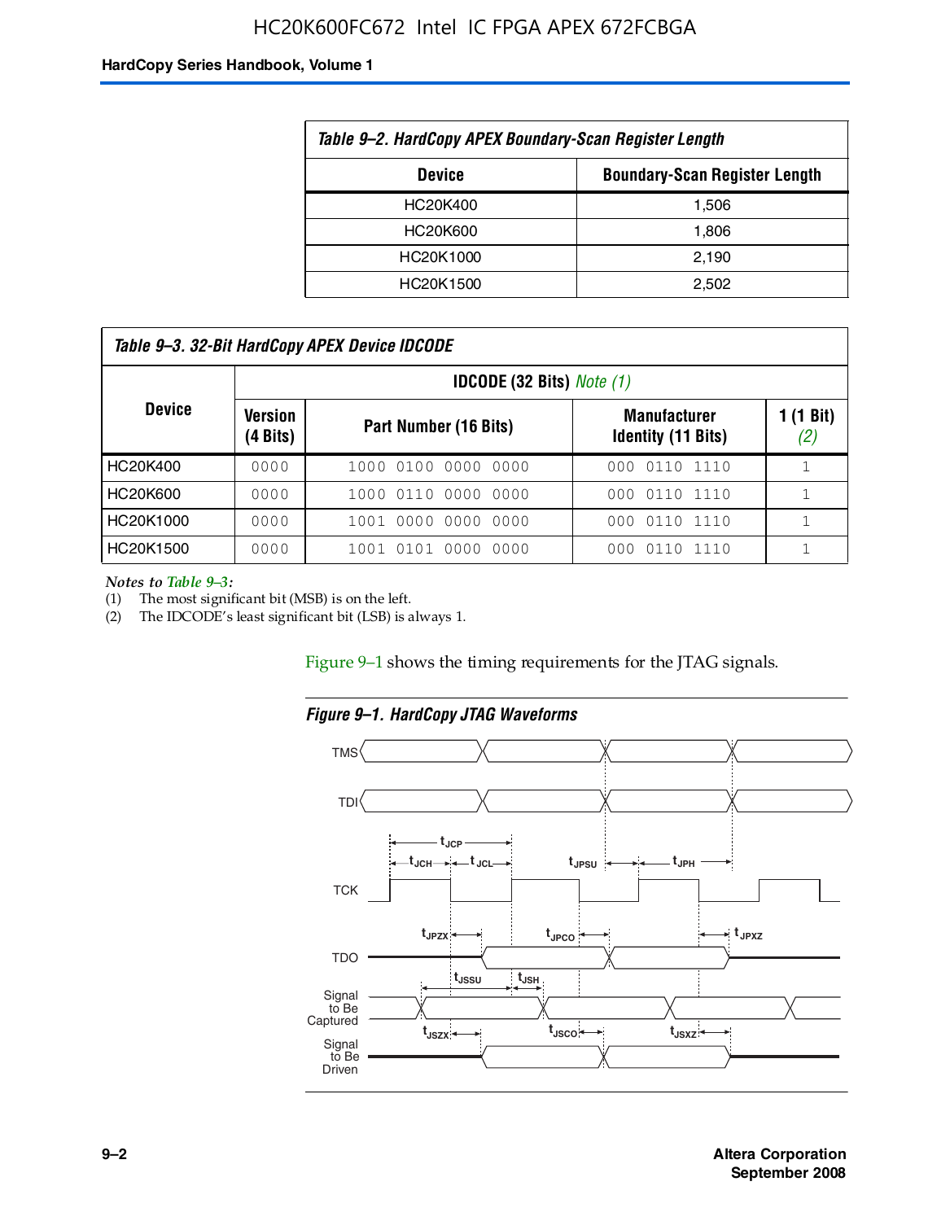*Table 9–2. HardCopy APEX Boundary-Scan Register Length*

| Device | Boundary-Scan Register Length |
|---|---|
| HC20K400 | 1,506 |
| HC20K600 | 1,806 |
| HC20K1000 | 2,190 |
| HC20K1500 | 2,502 |

*Table 9–3. 32-Bit HardCopy APEX Device IDCODE*

| Device | IDCODE (32 Bits) *Note (1)* | | | |
|---|---|---|---|---|
| | Version (4 Bits) | Part Number (16 Bits) | Manufacturer Identity (11 Bits) | 1 (1 Bit) *(2)* |
| HC20K400 | 0000 | 1000 0100 0000 0000 | 000 0110 1110 | 1 |
| HC20K600 | 0000 | 1000 0110 0000 0000 | 000 0110 1110 | 1 |
| HC20K1000 | 0000 | 1001 0000 0000 0000 | 000 0110 1110 | 1 |
| HC20K1500 | 0000 | 1001 0101 0000 0000 | 000 0110 1110 | 1 |

*Notes to Table 9–3:*
(1) The most significant bit (MSB) is on the left.
(2) The IDCODE's least significant bit (LSB) is always 1.

Figure 9–1 shows the timing requirements for the JTAG signals.

*Figure 9–1. HardCopy JTAG Waveforms*

TMS

TDI

TCK

TDO

Signal to Be Captured

Signal to Be Driven

$t_{JCP}$, $t_{JCH}$, $t_{JCL}$, $t_{JPSU}$, $t_{JPH}$, $t_{JPZX}$, $t_{JPCO}$, $t_{JPXZ}$, $t_{JSSU}$, $t_{JSH}$, $t_{JSZX}$, $t_{JSCO}$, $t_{JSXZ}$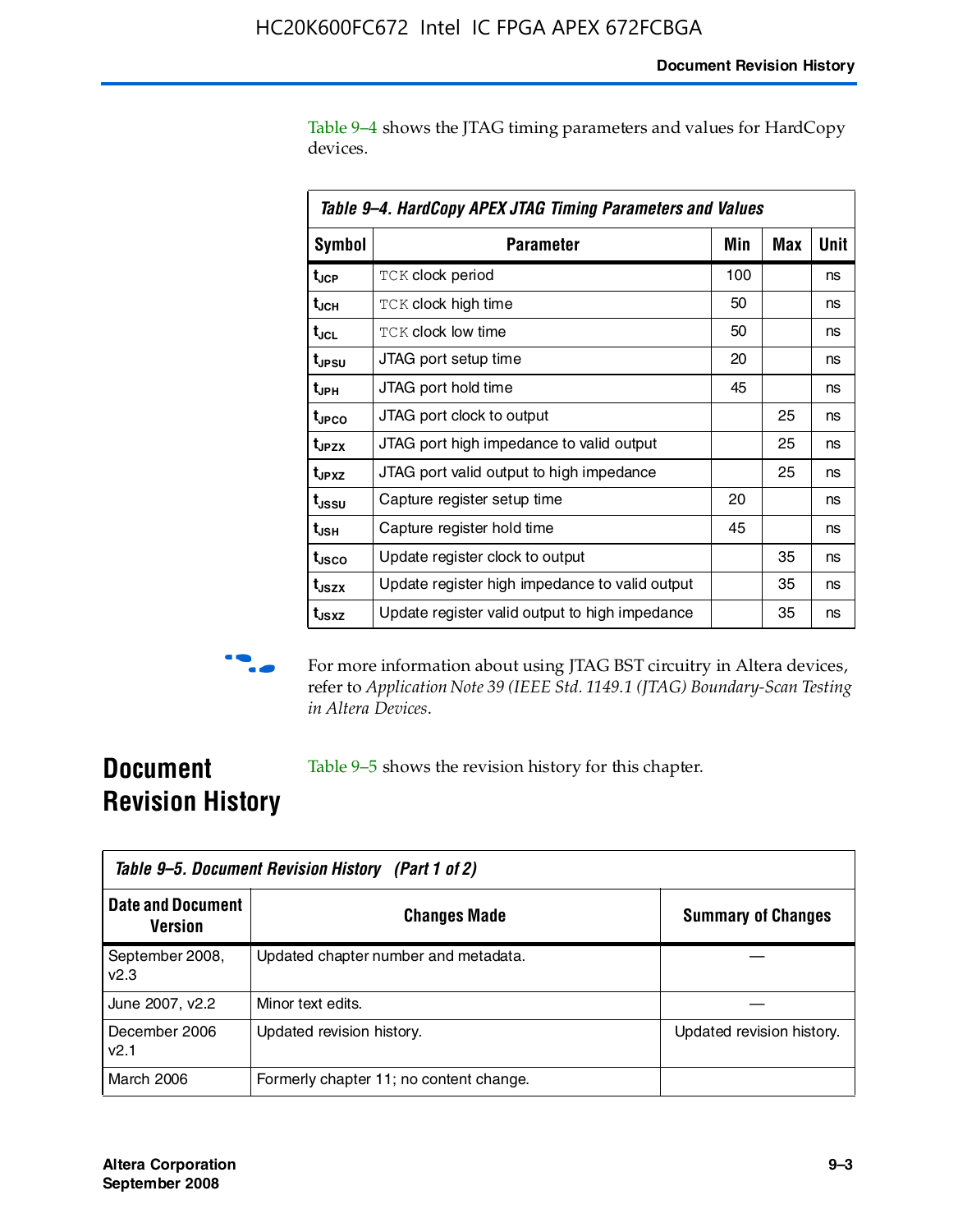Table 9–4 shows the JTAG timing parameters and values for HardCopy devices.

**Table 9–4. HardCopy APEX JTAG Timing Parameters and Values**

| Symbol | Parameter | Min | Max | Unit |
|---|---|---|---|---|
| $t_{JCP}$ | TCK clock period | 100 | | ns |
| $t_{JCH}$ | TCK clock high time | 50 | | ns |
| $t_{JCL}$ | TCK clock low time | 50 | | ns |
| $t_{JPSU}$ | JTAG port setup time | 20 | | ns |
| $t_{JPH}$ | JTAG port hold time | 45 | | ns |
| $t_{JPCO}$ | JTAG port clock to output | | 25 | ns |
| $t_{JPZX}$ | JTAG port high impedance to valid output | | 25 | ns |
| $t_{JPXZ}$ | JTAG port valid output to high impedance | | 25 | ns |
| $t_{JSSU}$ | Capture register setup time | 20 | | ns |
| $t_{JSH}$ | Capture register hold time | 45 | | ns |
| $t_{JSCO}$ | Update register clock to output | | 35 | ns |
| $t_{JSZX}$ | Update register high impedance to valid output | | 35 | ns |
| $t_{JSXZ}$ | Update register valid output to high impedance | | 35 | ns |

For more information about using JTAG BST circuitry in Altera devices, refer to *Application Note 39 (IEEE Std. 1149.1 (JTAG) Boundary-Scan Testing in Altera Devices*.

## Document Revision History

Table 9–5 shows the revision history for this chapter.

**Table 9–5. Document Revision History (Part 1 of 2)**

| Date and Document Version | Changes Made | Summary of Changes |
|---|---|---|
| September 2008, v2.3 | Updated chapter number and metadata. | — |
| June 2007, v2.2 | Minor text edits. | — |
| December 2006 v2.1 | Updated revision history. | Updated revision history. |
| March 2006 | Formerly chapter 11; no content change. | |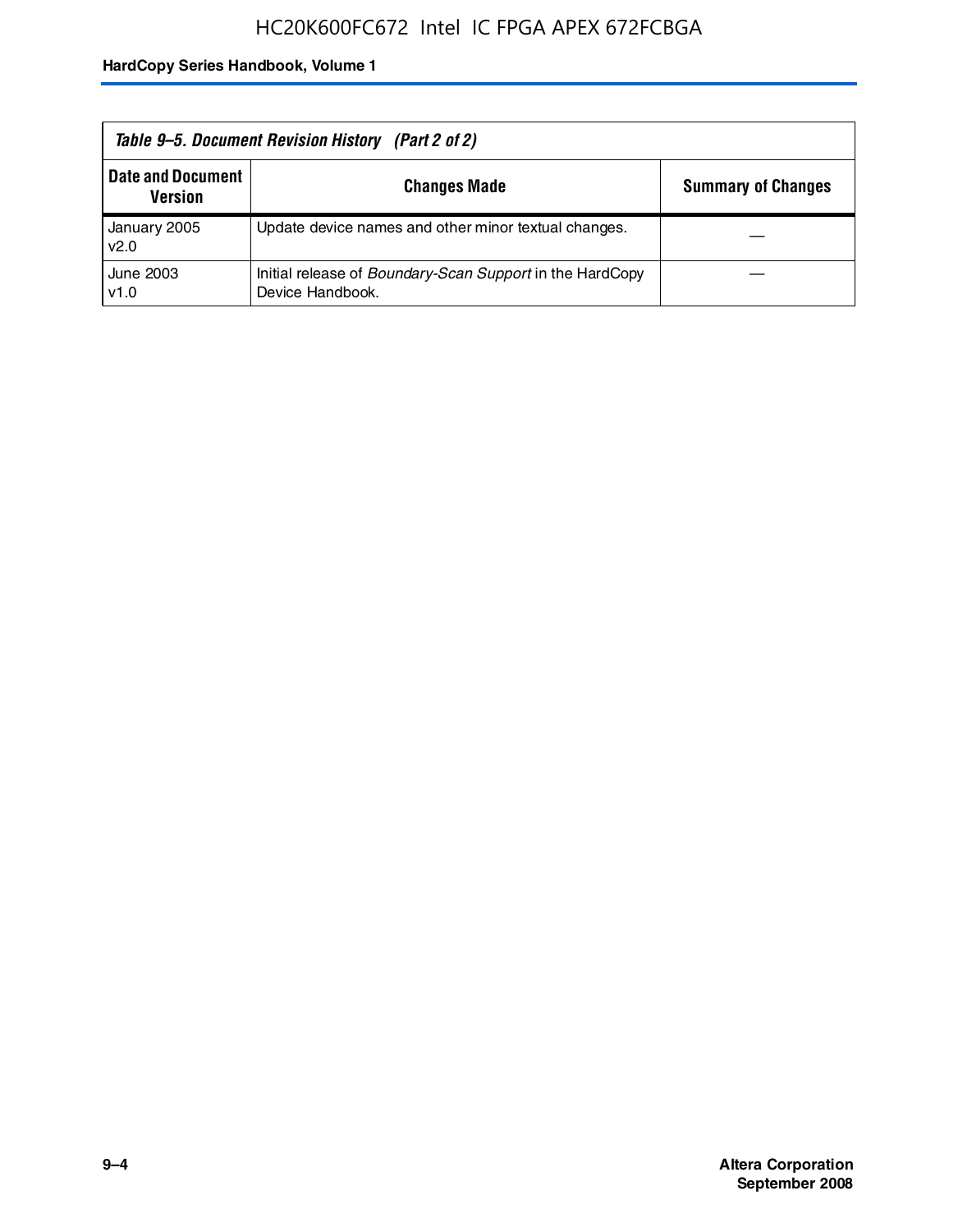*Table 9–5. Document Revision History (Part 2 of 2)*

| Date and Document Version | Changes Made | Summary of Changes |
| --- | --- | --- |
| January 2005 v2.0 | Update device names and other minor textual changes. | — |
| June 2003 v1.0 | Initial release of *Boundary-Scan Support* in the HardCopy Device Handbook. | — |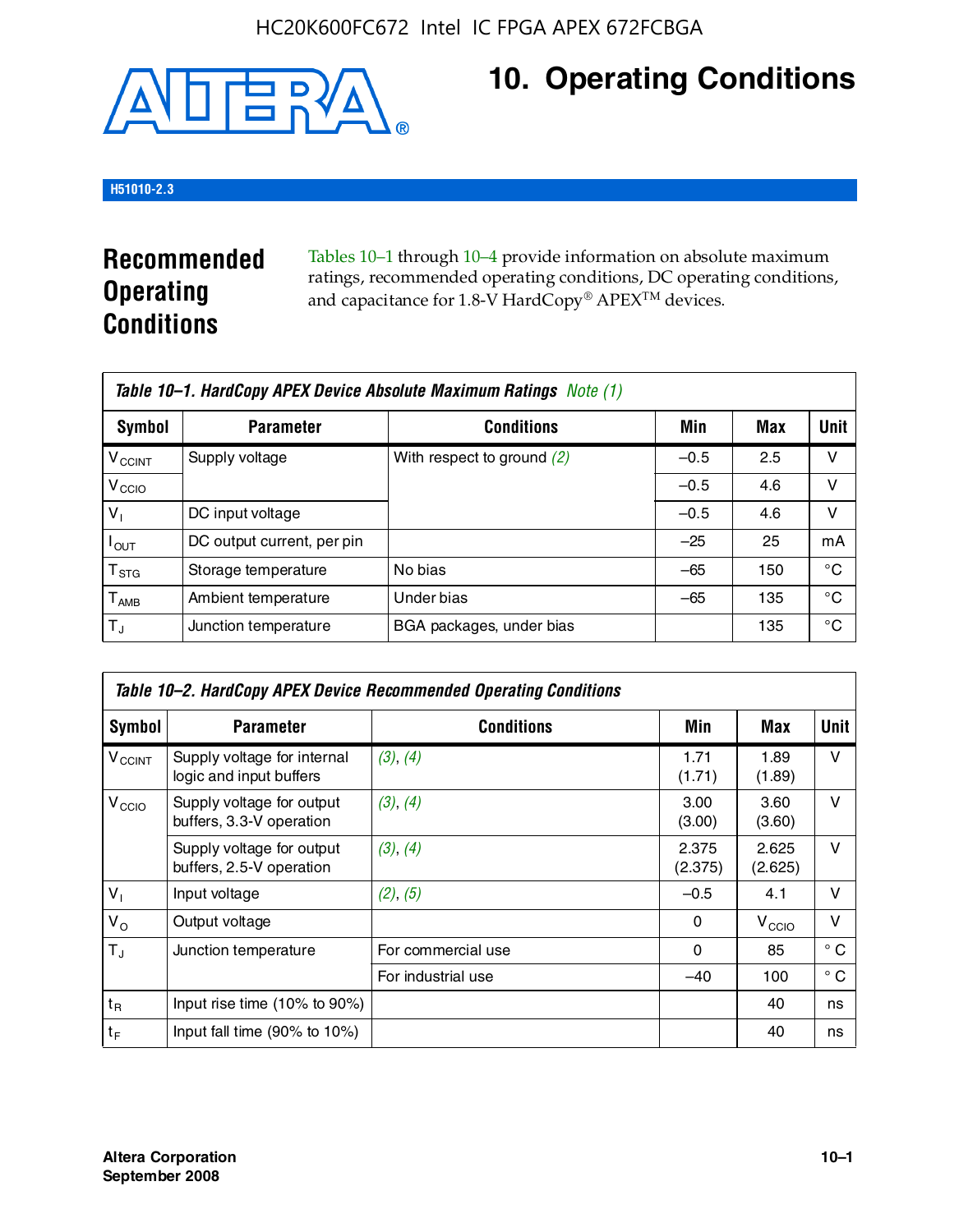# 10. Operating Conditions

H51010-2.3

## Recommended Operating Conditions

Tables 10–1 through 10–4 provide information on absolute maximum ratings, recommended operating conditions, DC operating conditions, and capacitance for 1.8-V HardCopy® APEX™ devices.

**Table 10–1. HardCopy APEX Device Absolute Maximum Ratings** *Note (1)*

| Symbol | Parameter | Conditions | Min | Max | Unit |
|---|---|---|---|---|---|
| $V_{CCINT}$ | Supply voltage | With respect to ground *(2)* | –0.5 | 2.5 | V |
| $V_{CCIO}$ | | | –0.5 | 4.6 | V |
| $V_I$ | DC input voltage | | –0.5 | 4.6 | V |
| $I_{OUT}$ | DC output current, per pin | | –25 | 25 | mA |
| $T_{STG}$ | Storage temperature | No bias | –65 | 150 | °C |
| $T_{AMB}$ | Ambient temperature | Under bias | –65 | 135 | °C |
| $T_J$ | Junction temperature | BGA packages, under bias | | 135 | °C |

**Table 10–2. HardCopy APEX Device Recommended Operating Conditions**

| Symbol | Parameter | Conditions | Min | Max | Unit |
|---|---|---|---|---|---|
| $V_{CCINT}$ | Supply voltage for internal logic and input buffers | *(3)*, *(4)* | 1.71 (1.71) | 1.89 (1.89) | V |
| $V_{CCIO}$ | Supply voltage for output buffers, 3.3-V operation | *(3)*, *(4)* | 3.00 (3.00) | 3.60 (3.60) | V |
| | Supply voltage for output buffers, 2.5-V operation | *(3)*, *(4)* | 2.375 (2.375) | 2.625 (2.625) | V |
| $V_I$ | Input voltage | *(2)*, *(5)* | –0.5 | 4.1 | V |
| $V_O$ | Output voltage | | 0 | $V_{CCIO}$ | V |
| $T_J$ | Junction temperature | For commercial use | 0 | 85 | ° C |
| | | For industrial use | –40 | 100 | ° C |
| $t_R$ | Input rise time (10% to 90%) | | | 40 | ns |
| $t_F$ | Input fall time (90% to 10%) | | | 40 | ns |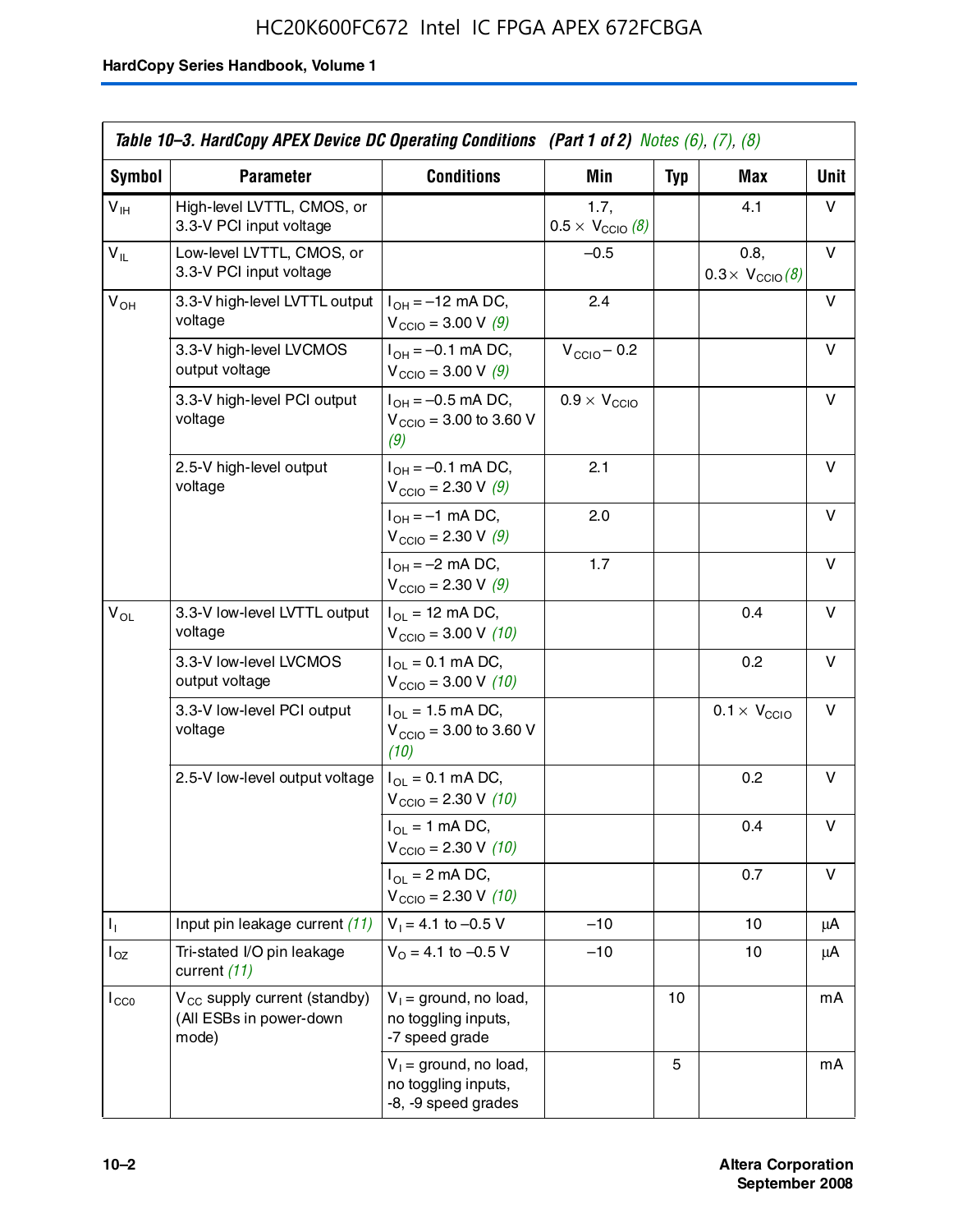**Table 10–3. HardCopy APEX Device DC Operating Conditions (Part 1 of 2)** *Notes (6), (7), (8)*

| Symbol | Parameter | Conditions | Min | Typ | Max | Unit |
|---|---|---|---|---|---|---|
| $V_{IH}$ | High-level LVTTL, CMOS, or 3.3-V PCI input voltage | | 1.7, $0.5 \times V_{CCIO}$ *(8)* | | 4.1 | V |
| $V_{IL}$ | Low-level LVTTL, CMOS, or 3.3-V PCI input voltage | | –0.5 | | 0.8, $0.3 \times V_{CCIO}$ *(8)* | V |
| $V_{OH}$ | 3.3-V high-level LVTTL output voltage | $I_{OH}$ = –12 mA DC, $V_{CCIO}$ = 3.00 V *(9)* | 2.4 | | | V |
| | 3.3-V high-level LVCMOS output voltage | $I_{OH}$ = –0.1 mA DC, $V_{CCIO}$ = 3.00 V *(9)* | $V_{CCIO}$ – 0.2 | | | V |
| | 3.3-V high-level PCI output voltage | $I_{OH}$ = –0.5 mA DC, $V_{CCIO}$ = 3.00 to 3.60 V *(9)* | $0.9 \times V_{CCIO}$ | | | V |
| | 2.5-V high-level output voltage | $I_{OH}$ = –0.1 mA DC, $V_{CCIO}$ = 2.30 V *(9)* | 2.1 | | | V |
| | | $I_{OH}$ = –1 mA DC, $V_{CCIO}$ = 2.30 V *(9)* | 2.0 | | | V |
| | | $I_{OH}$ = –2 mA DC, $V_{CCIO}$ = 2.30 V *(9)* | 1.7 | | | V |
| $V_{OL}$ | 3.3-V low-level LVTTL output voltage | $I_{OL}$ = 12 mA DC, $V_{CCIO}$ = 3.00 V *(10)* | | | 0.4 | V |
| | 3.3-V low-level LVCMOS output voltage | $I_{OL}$ = 0.1 mA DC, $V_{CCIO}$ = 3.00 V *(10)* | | | 0.2 | V |
| | 3.3-V low-level PCI output voltage | $I_{OL}$ = 1.5 mA DC, $V_{CCIO}$ = 3.00 to 3.60 V *(10)* | | | $0.1 \times V_{CCIO}$ | V |
| | 2.5-V low-level output voltage | $I_{OL}$ = 0.1 mA DC, $V_{CCIO}$ = 2.30 V *(10)* | | | 0.2 | V |
| | | $I_{OL}$ = 1 mA DC, $V_{CCIO}$ = 2.30 V *(10)* | | | 0.4 | V |
| | | $I_{OL}$ = 2 mA DC, $V_{CCIO}$ = 2.30 V *(10)* | | | 0.7 | V |
| $I_I$ | Input pin leakage current *(11)* | $V_I$ = 4.1 to –0.5 V | –10 | | 10 | µA |
| $I_{OZ}$ | Tri-stated I/O pin leakage current *(11)* | $V_O$ = 4.1 to –0.5 V | –10 | | 10 | µA |
| $I_{CC0}$ | $V_{CC}$ supply current (standby) (All ESBs in power-down mode) | $V_I$ = ground, no load, no toggling inputs, -7 speed grade | | 10 | | mA |
| | | $V_I$ = ground, no load, no toggling inputs, -8, -9 speed grades | | 5 | | mA |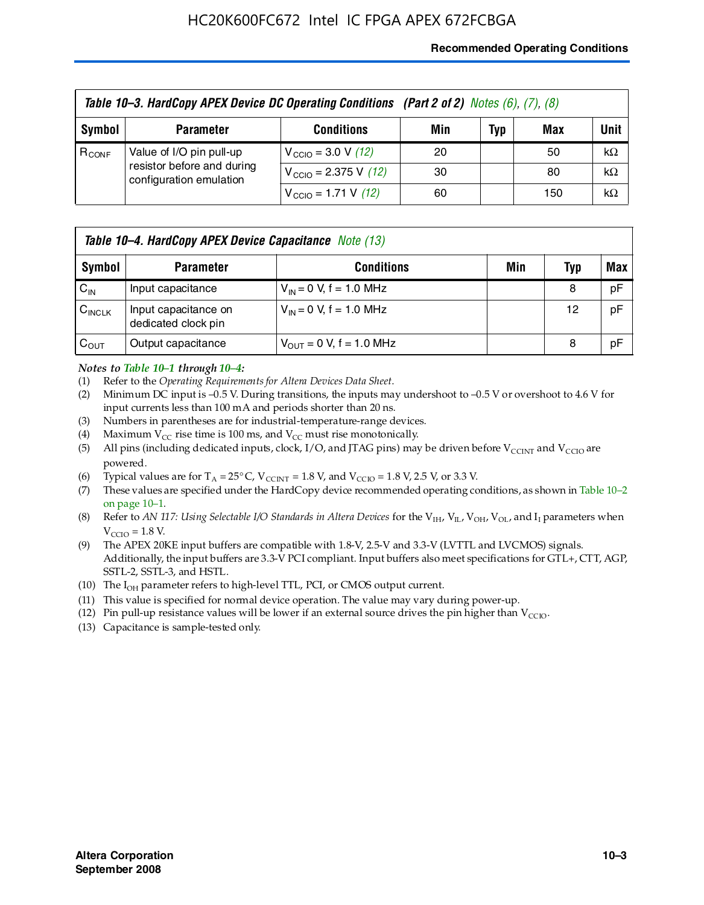**Table 10–3. HardCopy APEX Device DC Operating Conditions (Part 2 of 2)** *Notes (6), (7), (8)*

| Symbol | Parameter | Conditions | Min | Typ | Max | Unit |
|---|---|---|---|---|---|---|
| $R_{CONF}$ | Value of I/O pin pull-up resistor before and during configuration emulation | $V_{CCIO}$ = 3.0 V *(12)* | 20 | | 50 | kΩ |
| | | $V_{CCIO}$ = 2.375 V *(12)* | 30 | | 80 | kΩ |
| | | $V_{CCIO}$ = 1.71 V *(12)* | 60 | | 150 | kΩ |

**Table 10–4. HardCopy APEX Device Capacitance** *Note (13)*

| Symbol | Parameter | Conditions | Min | Typ | Max |
|---|---|---|---|---|---|
| $C_{IN}$ | Input capacitance | $V_{IN}$ = 0 V, f = 1.0 MHz | | 8 | pF |
| $C_{INCLK}$ | Input capacitance on dedicated clock pin | $V_{IN}$ = 0 V, f = 1.0 MHz | | 12 | pF |
| $C_{OUT}$ | Output capacitance | $V_{OUT}$ = 0 V, f = 1.0 MHz | | 8 | pF |

*Notes to Table 10–1 through 10–4:*

(1) Refer to the *Operating Requirements for Altera Devices Data Sheet*.
(2) Minimum DC input is –0.5 V. During transitions, the inputs may undershoot to –0.5 V or overshoot to 4.6 V for input currents less than 100 mA and periods shorter than 20 ns.
(3) Numbers in parentheses are for industrial-temperature-range devices.
(4) Maximum $V_{CC}$ rise time is 100 ms, and $V_{CC}$ must rise monotonically.
(5) All pins (including dedicated inputs, clock, I/O, and JTAG pins) may be driven before $V_{CCINT}$ and $V_{CCIO}$ are powered.
(6) Typical values are for $T_A$ = 25° C, $V_{CCINT}$ = 1.8 V, and $V_{CCIO}$ = 1.8 V, 2.5 V, or 3.3 V.
(7) These values are specified under the HardCopy device recommended operating conditions, as shown in Table 10–2 on page 10–1.
(8) Refer to *AN 117: Using Selectable I/O Standards in Altera Devices* for the $V_{IH}$, $V_{IL}$, $V_{OH}$, $V_{OL}$, and $I_I$ parameters when $V_{CCIO}$ = 1.8 V.
(9) The APEX 20KE input buffers are compatible with 1.8-V, 2.5-V and 3.3-V (LVTTL and LVCMOS) signals. Additionally, the input buffers are 3.3-V PCI compliant. Input buffers also meet specifications for GTL+, CTT, AGP, SSTL-2, SSTL-3, and HSTL.
(10) The $I_{OH}$ parameter refers to high-level TTL, PCI, or CMOS output current.
(11) This value is specified for normal device operation. The value may vary during power-up.
(12) Pin pull-up resistance values will be lower if an external source drives the pin higher than $V_{CCIO}$.
(13) Capacitance is sample-tested only.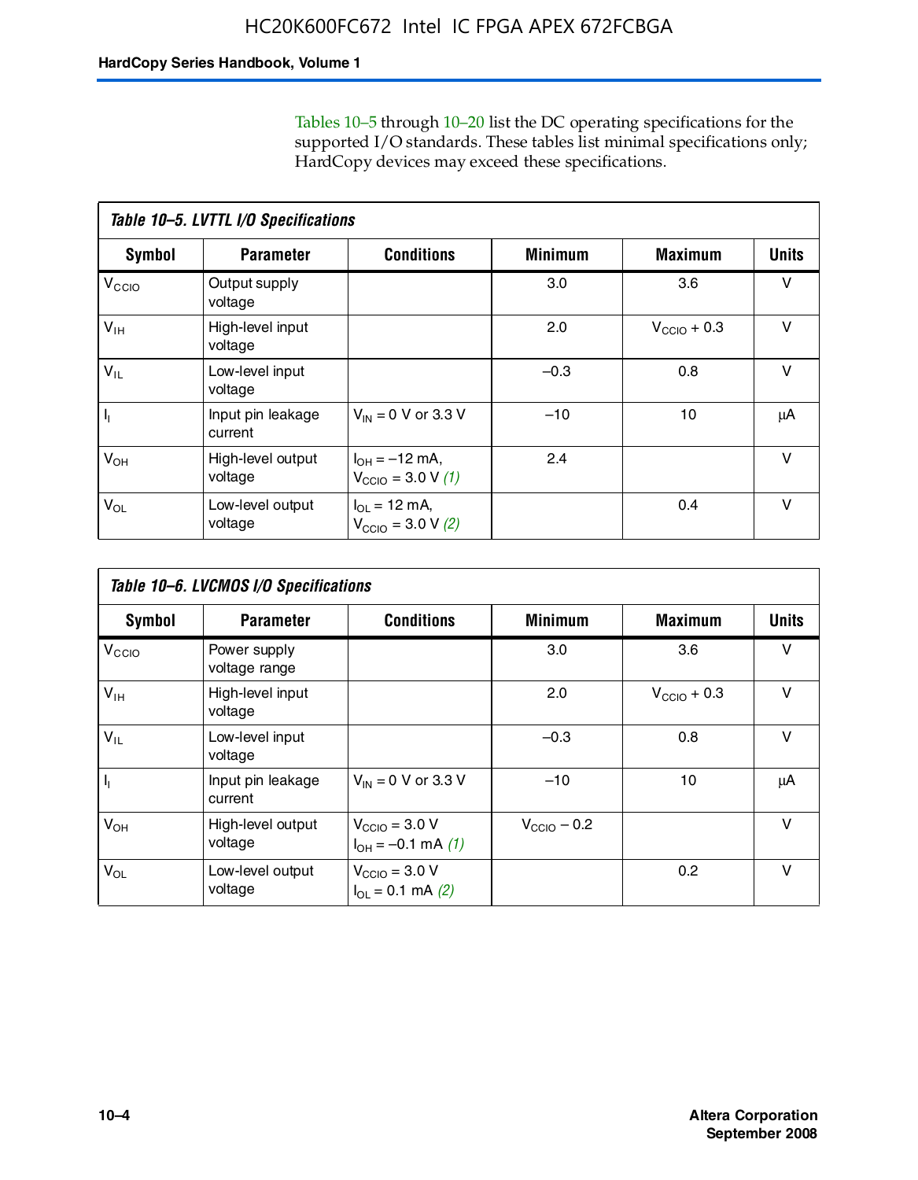Tables 10–5 through 10–20 list the DC operating specifications for the supported I/O standards. These tables list minimal specifications only; HardCopy devices may exceed these specifications.

**Table 10–5. LVTTL I/O Specifications**

| Symbol | Parameter | Conditions | Minimum | Maximum | Units |
|---|---|---|---|---|---|
| $V_{CCIO}$ | Output supply voltage | | 3.0 | 3.6 | V |
| $V_{IH}$ | High-level input voltage | | 2.0 | $V_{CCIO}$ + 0.3 | V |
| $V_{IL}$ | Low-level input voltage | | –0.3 | 0.8 | V |
| $I_I$ | Input pin leakage current | $V_{IN}$ = 0 V or 3.3 V | –10 | 10 | μA |
| $V_{OH}$ | High-level output voltage | $I_{OH}$ = –12 mA, $V_{CCIO}$ = 3.0 V *(1)* | 2.4 | | V |
| $V_{OL}$ | Low-level output voltage | $I_{OL}$ = 12 mA, $V_{CCIO}$ = 3.0 V *(2)* | | 0.4 | V |

**Table 10–6. LVCMOS I/O Specifications**

| Symbol | Parameter | Conditions | Minimum | Maximum | Units |
|---|---|---|---|---|---|
| $V_{CCIO}$ | Power supply voltage range | | 3.0 | 3.6 | V |
| $V_{IH}$ | High-level input voltage | | 2.0 | $V_{CCIO}$ + 0.3 | V |
| $V_{IL}$ | Low-level input voltage | | –0.3 | 0.8 | V |
| $I_I$ | Input pin leakage current | $V_{IN}$ = 0 V or 3.3 V | –10 | 10 | μA |
| $V_{OH}$ | High-level output voltage | $V_{CCIO}$ = 3.0 V $I_{OH}$ = –0.1 mA *(1)* | $V_{CCIO}$ – 0.2 | | V |
| $V_{OL}$ | Low-level output voltage | $V_{CCIO}$ = 3.0 V $I_{OL}$ = 0.1 mA *(2)* | | 0.2 | V |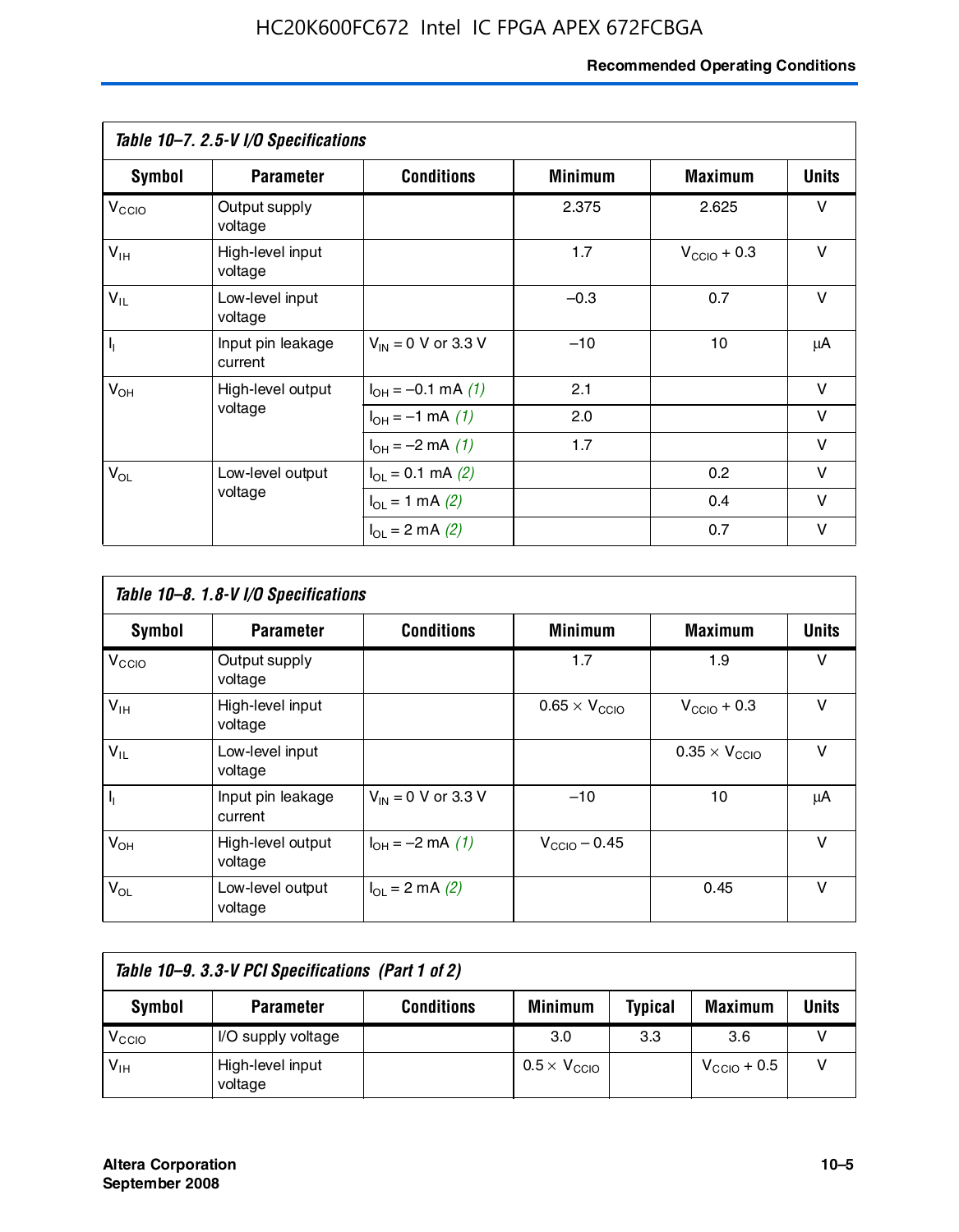**Table 10–7. 2.5-V I/O Specifications**

| Symbol | Parameter | Conditions | Minimum | Maximum | Units |
|---|---|---|---|---|---|
| $V_{CCIO}$ | Output supply voltage | | 2.375 | 2.625 | V |
| $V_{IH}$ | High-level input voltage | | 1.7 | $V_{CCIO}$ + 0.3 | V |
| $V_{IL}$ | Low-level input voltage | | –0.3 | 0.7 | V |
| $I_I$ | Input pin leakage current | $V_{IN}$ = 0 V or 3.3 V | –10 | 10 | μA |
| $V_{OH}$ | High-level output voltage | $I_{OH}$ = –0.1 mA *(1)* | 2.1 | | V |
| | | $I_{OH}$ = –1 mA *(1)* | 2.0 | | V |
| | | $I_{OH}$ = –2 mA *(1)* | 1.7 | | V |
| $V_{OL}$ | Low-level output voltage | $I_{OL}$ = 0.1 mA *(2)* | | 0.2 | V |
| | | $I_{OL}$ = 1 mA *(2)* | | 0.4 | V |
| | | $I_{OL}$ = 2 mA *(2)* | | 0.7 | V |

**Table 10–8. 1.8-V I/O Specifications**

| Symbol | Parameter | Conditions | Minimum | Maximum | Units |
|---|---|---|---|---|---|
| $V_{CCIO}$ | Output supply voltage | | 1.7 | 1.9 | V |
| $V_{IH}$ | High-level input voltage | | 0.65 × $V_{CCIO}$ | $V_{CCIO}$ + 0.3 | V |
| $V_{IL}$ | Low-level input voltage | | | 0.35 × $V_{CCIO}$ | V |
| $I_I$ | Input pin leakage current | $V_{IN}$ = 0 V or 3.3 V | –10 | 10 | μA |
| $V_{OH}$ | High-level output voltage | $I_{OH}$ = –2 mA *(1)* | $V_{CCIO}$ – 0.45 | | V |
| $V_{OL}$ | Low-level output voltage | $I_{OL}$ = 2 mA *(2)* | | 0.45 | V |

**Table 10–9. 3.3-V PCI Specifications (Part 1 of 2)**

| Symbol | Parameter | Conditions | Minimum | Typical | Maximum | Units |
|---|---|---|---|---|---|---|
| $V_{CCIO}$ | I/O supply voltage | | 3.0 | 3.3 | 3.6 | V |
| $V_{IH}$ | High-level input voltage | | 0.5 × $V_{CCIO}$ | | $V_{CCIO}$ + 0.5 | V |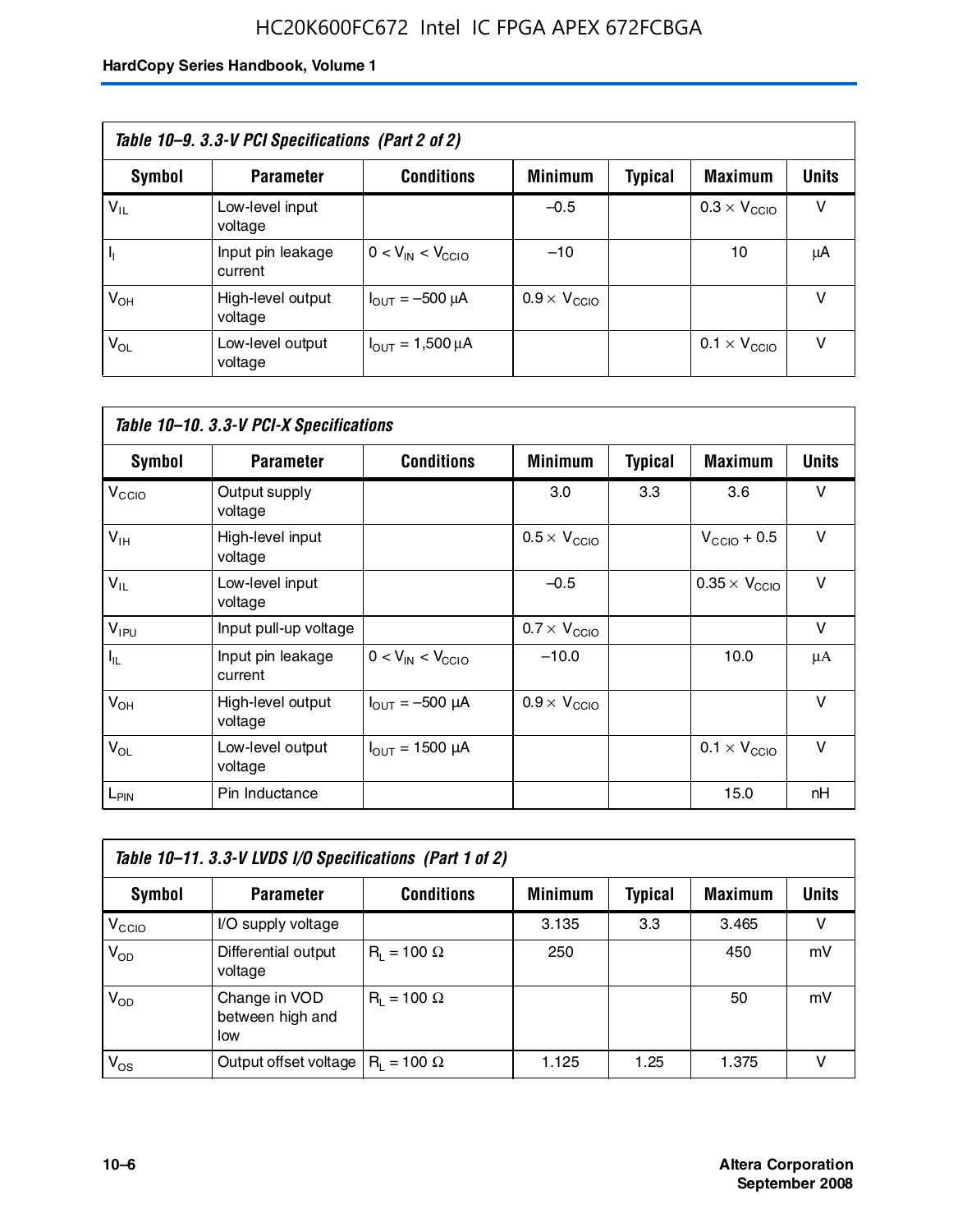**Table 10–9. 3.3-V PCI Specifications (Part 2 of 2)**

| Symbol | Parameter | Conditions | Minimum | Typical | Maximum | Units |
|---|---|---|---|---|---|---|
| $V_{IL}$ | Low-level input voltage | | –0.5 | | $0.3 \times V_{CCIO}$ | V |
| $I_I$ | Input pin leakage current | $0 < V_{IN} < V_{CCIO}$ | –10 | | 10 | μA |
| $V_{OH}$ | High-level output voltage | $I_{OUT}$ = –500 μA | $0.9 \times V_{CCIO}$ | | | V |
| $V_{OL}$ | Low-level output voltage | $I_{OUT}$ = 1,500 μA | | | $0.1 \times V_{CCIO}$ | V |

**Table 10–10. 3.3-V PCI-X Specifications**

| Symbol | Parameter | Conditions | Minimum | Typical | Maximum | Units |
|---|---|---|---|---|---|---|
| $V_{CCIO}$ | Output supply voltage | | 3.0 | 3.3 | 3.6 | V |
| $V_{IH}$ | High-level input voltage | | $0.5 \times V_{CCIO}$ | | $V_{CCIO} + 0.5$ | V |
| $V_{IL}$ | Low-level input voltage | | –0.5 | | $0.35 \times V_{CCIO}$ | V |
| $V_{IPU}$ | Input pull-up voltage | | $0.7 \times V_{CCIO}$ | | | V |
| $I_{IL}$ | Input pin leakage current | $0 < V_{IN} < V_{CCIO}$ | –10.0 | | 10.0 | μA |
| $V_{OH}$ | High-level output voltage | $I_{OUT}$ = –500 μA | $0.9 \times V_{CCIO}$ | | | V |
| $V_{OL}$ | Low-level output voltage | $I_{OUT}$ = 1500 μA | | | $0.1 \times V_{CCIO}$ | V |
| $L_{PIN}$ | Pin Inductance | | | | 15.0 | nH |

**Table 10–11. 3.3-V LVDS I/O Specifications (Part 1 of 2)**

| Symbol | Parameter | Conditions | Minimum | Typical | Maximum | Units |
|---|---|---|---|---|---|---|
| $V_{CCIO}$ | I/O supply voltage | | 3.135 | 3.3 | 3.465 | V |
| $V_{OD}$ | Differential output voltage | $R_L = 100\ \Omega$ | 250 | | 450 | mV |
| $V_{OD}$ | Change in VOD between high and low | $R_L = 100\ \Omega$ | | | 50 | mV |
| $V_{OS}$ | Output offset voltage | $R_L = 100\ \Omega$ | 1.125 | 1.25 | 1.375 | V |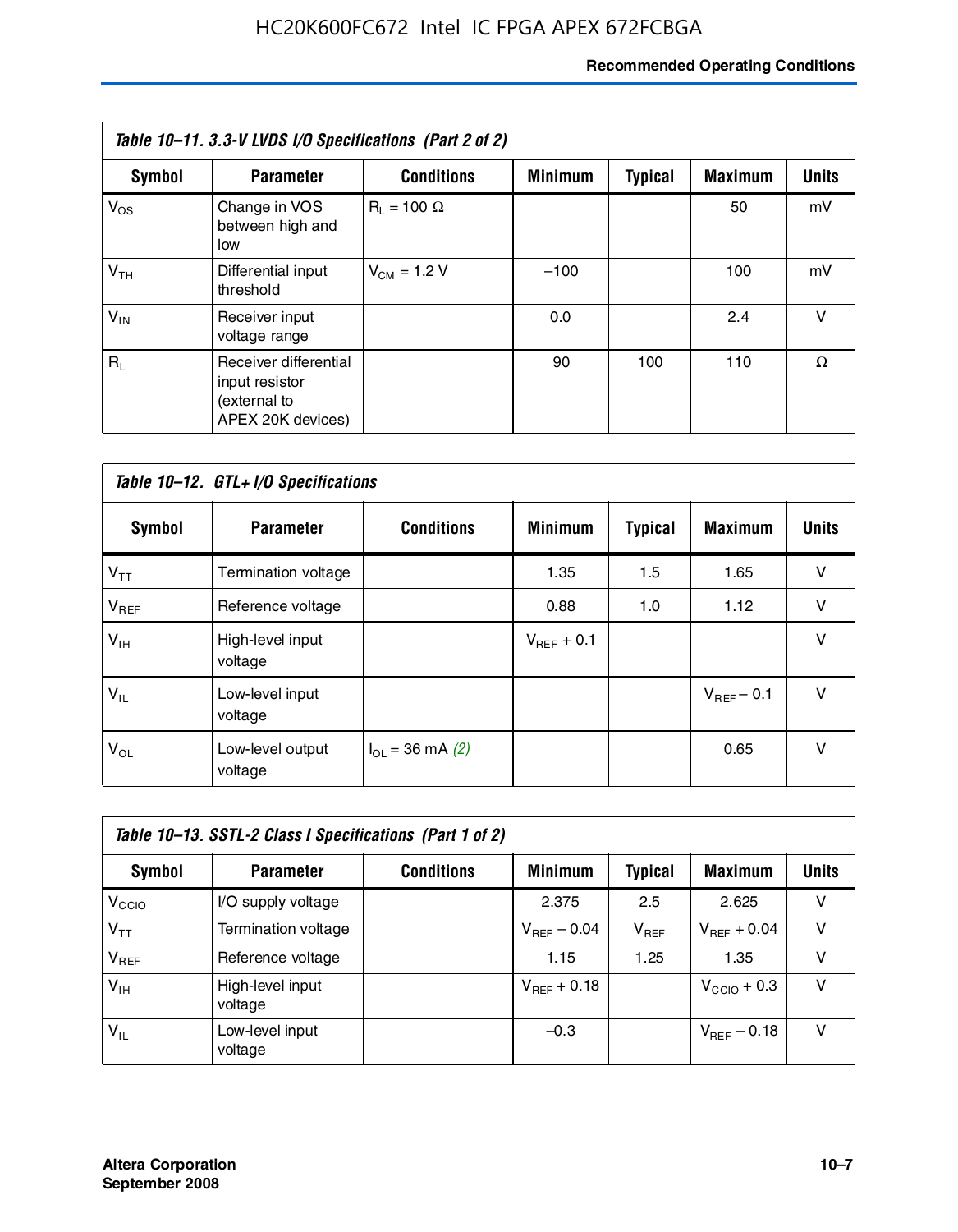*Table 10–11. 3.3-V LVDS I/O Specifications (Part 2 of 2)*

| Symbol | Parameter | Conditions | Minimum | Typical | Maximum | Units |
|---|---|---|---|---|---|---|
| $V_{OS}$ | Change in VOS between high and low | $R_L$ = 100 Ω | | | 50 | mV |
| $V_{TH}$ | Differential input threshold | $V_{CM}$ = 1.2 V | –100 | | 100 | mV |
| $V_{IN}$ | Receiver input voltage range | | 0.0 | | 2.4 | V |
| $R_L$ | Receiver differential input resistor (external to APEX 20K devices) | | 90 | 100 | 110 | Ω |

*Table 10–12. GTL+ I/O Specifications*

| Symbol | Parameter | Conditions | Minimum | Typical | Maximum | Units |
|---|---|---|---|---|---|---|
| $V_{TT}$ | Termination voltage | | 1.35 | 1.5 | 1.65 | V |
| $V_{REF}$ | Reference voltage | | 0.88 | 1.0 | 1.12 | V |
| $V_{IH}$ | High-level input voltage | | $V_{REF}$ + 0.1 | | | V |
| $V_{IL}$ | Low-level input voltage | | | | $V_{REF}$ – 0.1 | V |
| $V_{OL}$ | Low-level output voltage | $I_{OL}$ = 36 mA *(2)* | | | 0.65 | V |

*Table 10–13. SSTL-2 Class I Specifications (Part 1 of 2)*

| Symbol | Parameter | Conditions | Minimum | Typical | Maximum | Units |
|---|---|---|---|---|---|---|
| $V_{CCIO}$ | I/O supply voltage | | 2.375 | 2.5 | 2.625 | V |
| $V_{TT}$ | Termination voltage | | $V_{REF}$ – 0.04 | $V_{REF}$ | $V_{REF}$ + 0.04 | V |
| $V_{REF}$ | Reference voltage | | 1.15 | 1.25 | 1.35 | V |
| $V_{IH}$ | High-level input voltage | | $V_{REF}$ + 0.18 | | $V_{CCIO}$ + 0.3 | V |
| $V_{IL}$ | Low-level input voltage | | –0.3 | | $V_{REF}$ – 0.18 | V |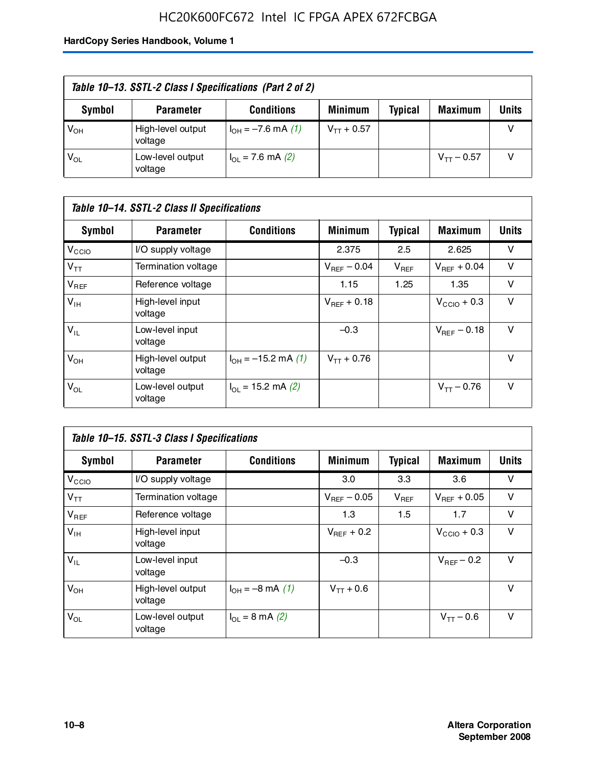**Table 10–13. SSTL-2 Class I Specifications (Part 2 of 2)**

| Symbol | Parameter | Conditions | Minimum | Typical | Maximum | Units |
|---|---|---|---|---|---|---|
| $V_{OH}$ | High-level output voltage | $I_{OH}$ = –7.6 mA *(1)* | $V_{TT}$ + 0.57 | | | V |
| $V_{OL}$ | Low-level output voltage | $I_{OL}$ = 7.6 mA *(2)* | | | $V_{TT}$ – 0.57 | V |

**Table 10–14. SSTL-2 Class II Specifications**

| Symbol | Parameter | Conditions | Minimum | Typical | Maximum | Units |
|---|---|---|---|---|---|---|
| $V_{CCIO}$ | I/O supply voltage | | 2.375 | 2.5 | 2.625 | V |
| $V_{TT}$ | Termination voltage | | $V_{REF}$ – 0.04 | $V_{REF}$ | $V_{REF}$ + 0.04 | V |
| $V_{REF}$ | Reference voltage | | 1.15 | 1.25 | 1.35 | V |
| $V_{IH}$ | High-level input voltage | | $V_{REF}$ + 0.18 | | $V_{CCIO}$ + 0.3 | V |
| $V_{IL}$ | Low-level input voltage | | –0.3 | | $V_{REF}$ – 0.18 | V |
| $V_{OH}$ | High-level output voltage | $I_{OH}$ = –15.2 mA *(1)* | $V_{TT}$ + 0.76 | | | V |
| $V_{OL}$ | Low-level output voltage | $I_{OL}$ = 15.2 mA *(2)* | | | $V_{TT}$ – 0.76 | V |

**Table 10–15. SSTL-3 Class I Specifications**

| Symbol | Parameter | Conditions | Minimum | Typical | Maximum | Units |
|---|---|---|---|---|---|---|
| $V_{CCIO}$ | I/O supply voltage | | 3.0 | 3.3 | 3.6 | V |
| $V_{TT}$ | Termination voltage | | $V_{REF}$ – 0.05 | $V_{REF}$ | $V_{REF}$ + 0.05 | V |
| $V_{REF}$ | Reference voltage | | 1.3 | 1.5 | 1.7 | V |
| $V_{IH}$ | High-level input voltage | | $V_{REF}$ + 0.2 | | $V_{CCIO}$ + 0.3 | V |
| $V_{IL}$ | Low-level input voltage | | –0.3 | | $V_{REF}$ – 0.2 | V |
| $V_{OH}$ | High-level output voltage | $I_{OH}$ = –8 mA *(1)* | $V_{TT}$ + 0.6 | | | V |
| $V_{OL}$ | Low-level output voltage | $I_{OL}$ = 8 mA *(2)* | | | $V_{TT}$ – 0.6 | V |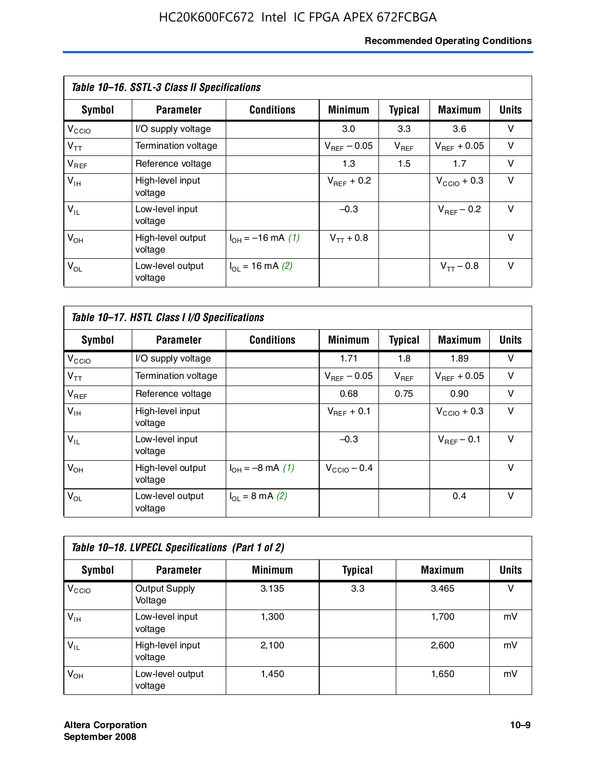*Table 10–16. SSTL-3 Class II Specifications*

| Symbol | Parameter | Conditions | Minimum | Typical | Maximum | Units |
|---|---|---|---|---|---|---|
| $V_{CCIO}$ | I/O supply voltage | | 3.0 | 3.3 | 3.6 | V |
| $V_{TT}$ | Termination voltage | | $V_{REF}$ – 0.05 | $V_{REF}$ | $V_{REF}$ + 0.05 | V |
| $V_{REF}$ | Reference voltage | | 1.3 | 1.5 | 1.7 | V |
| $V_{IH}$ | High-level input voltage | | $V_{REF}$ + 0.2 | | $V_{CCIO}$ + 0.3 | V |
| $V_{IL}$ | Low-level input voltage | | –0.3 | | $V_{REF}$ – 0.2 | V |
| $V_{OH}$ | High-level output voltage | $I_{OH}$ = –16 mA *(1)* | $V_{TT}$ + 0.8 | | | V |
| $V_{OL}$ | Low-level output voltage | $I_{OL}$ = 16 mA *(2)* | | | $V_{TT}$ – 0.8 | V |

*Table 10–17. HSTL Class I I/O Specifications*

| Symbol | Parameter | Conditions | Minimum | Typical | Maximum | Units |
|---|---|---|---|---|---|---|
| $V_{CCIO}$ | I/O supply voltage | | 1.71 | 1.8 | 1.89 | V |
| $V_{TT}$ | Termination voltage | | $V_{REF}$ – 0.05 | $V_{REF}$ | $V_{REF}$ + 0.05 | V |
| $V_{REF}$ | Reference voltage | | 0.68 | 0.75 | 0.90 | V |
| $V_{IH}$ | High-level input voltage | | $V_{REF}$ + 0.1 | | $V_{CCIO}$ + 0.3 | V |
| $V_{IL}$ | Low-level input voltage | | –0.3 | | $V_{REF}$ – 0.1 | V |
| $V_{OH}$ | High-level output voltage | $I_{OH}$ = –8 mA *(1)* | $V_{CCIO}$ – 0.4 | | | V |
| $V_{OL}$ | Low-level output voltage | $I_{OL}$ = 8 mA *(2)* | | | 0.4 | V |

*Table 10–18. LVPECL Specifications (Part 1 of 2)*

| Symbol | Parameter | Minimum | Typical | Maximum | Units |
|---|---|---|---|---|---|
| $V_{CCIO}$ | Output Supply Voltage | 3.135 | 3.3 | 3.465 | V |
| $V_{IH}$ | Low-level input voltage | 1,300 | | 1,700 | mV |
| $V_{IL}$ | High-level input voltage | 2,100 | | 2,600 | mV |
| $V_{OH}$ | Low-level output voltage | 1,450 | | 1,650 | mV |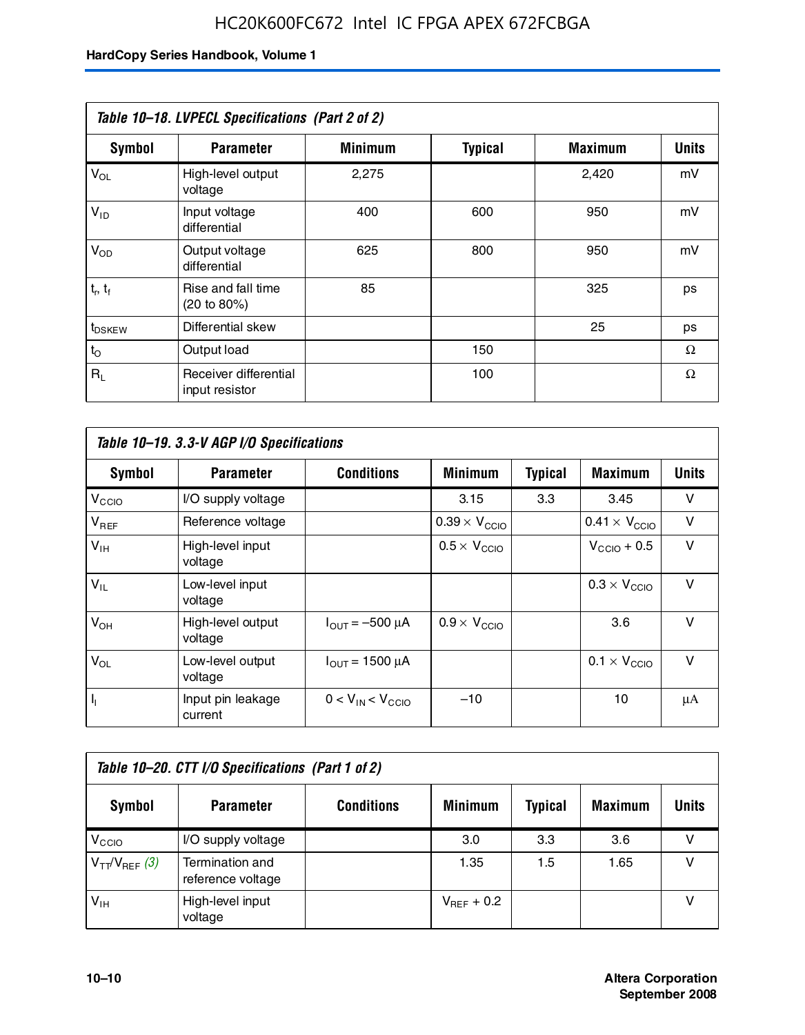**Table 10–18. LVPECL Specifications (Part 2 of 2)**

| Symbol | Parameter | Minimum | Typical | Maximum | Units |
|---|---|---|---|---|---|
| $V_{OL}$ | High-level output voltage | 2,275 | | 2,420 | mV |
| $V_{ID}$ | Input voltage differential | 400 | 600 | 950 | mV |
| $V_{OD}$ | Output voltage differential | 625 | 800 | 950 | mV |
| $t_r$, $t_f$ | Rise and fall time (20 to 80%) | 85 | | 325 | ps |
| $t_{DSKEW}$ | Differential skew | | | 25 | ps |
| $t_O$ | Output load | | 150 | | Ω |
| $R_L$ | Receiver differential input resistor | | 100 | | Ω |

**Table 10–19. 3.3-V AGP I/O Specifications**

| Symbol | Parameter | Conditions | Minimum | Typical | Maximum | Units |
|---|---|---|---|---|---|---|
| $V_{CCIO}$ | I/O supply voltage | | 3.15 | 3.3 | 3.45 | V |
| $V_{REF}$ | Reference voltage | | $0.39 \times V_{CCIO}$ | | $0.41 \times V_{CCIO}$ | V |
| $V_{IH}$ | High-level input voltage | | $0.5 \times V_{CCIO}$ | | $V_{CCIO} + 0.5$ | V |
| $V_{IL}$ | Low-level input voltage | | | | $0.3 \times V_{CCIO}$ | V |
| $V_{OH}$ | High-level output voltage | $I_{OUT} = –500\ \mu A$ | $0.9 \times V_{CCIO}$ | | 3.6 | V |
| $V_{OL}$ | Low-level output voltage | $I_{OUT} = 1500\ \mu A$ | | | $0.1 \times V_{CCIO}$ | V |
| $I_I$ | Input pin leakage current | $0 < V_{IN} < V_{CCIO}$ | –10 | | 10 | μA |

**Table 10–20. CTT I/O Specifications (Part 1 of 2)**

| Symbol | Parameter | Conditions | Minimum | Typical | Maximum | Units |
|---|---|---|---|---|---|---|
| $V_{CCIO}$ | I/O supply voltage | | 3.0 | 3.3 | 3.6 | V |
| $V_{TT}/V_{REF}$ *(3)* | Termination and reference voltage | | 1.35 | 1.5 | 1.65 | V |
| $V_{IH}$ | High-level input voltage | | $V_{REF} + 0.2$ | | | V |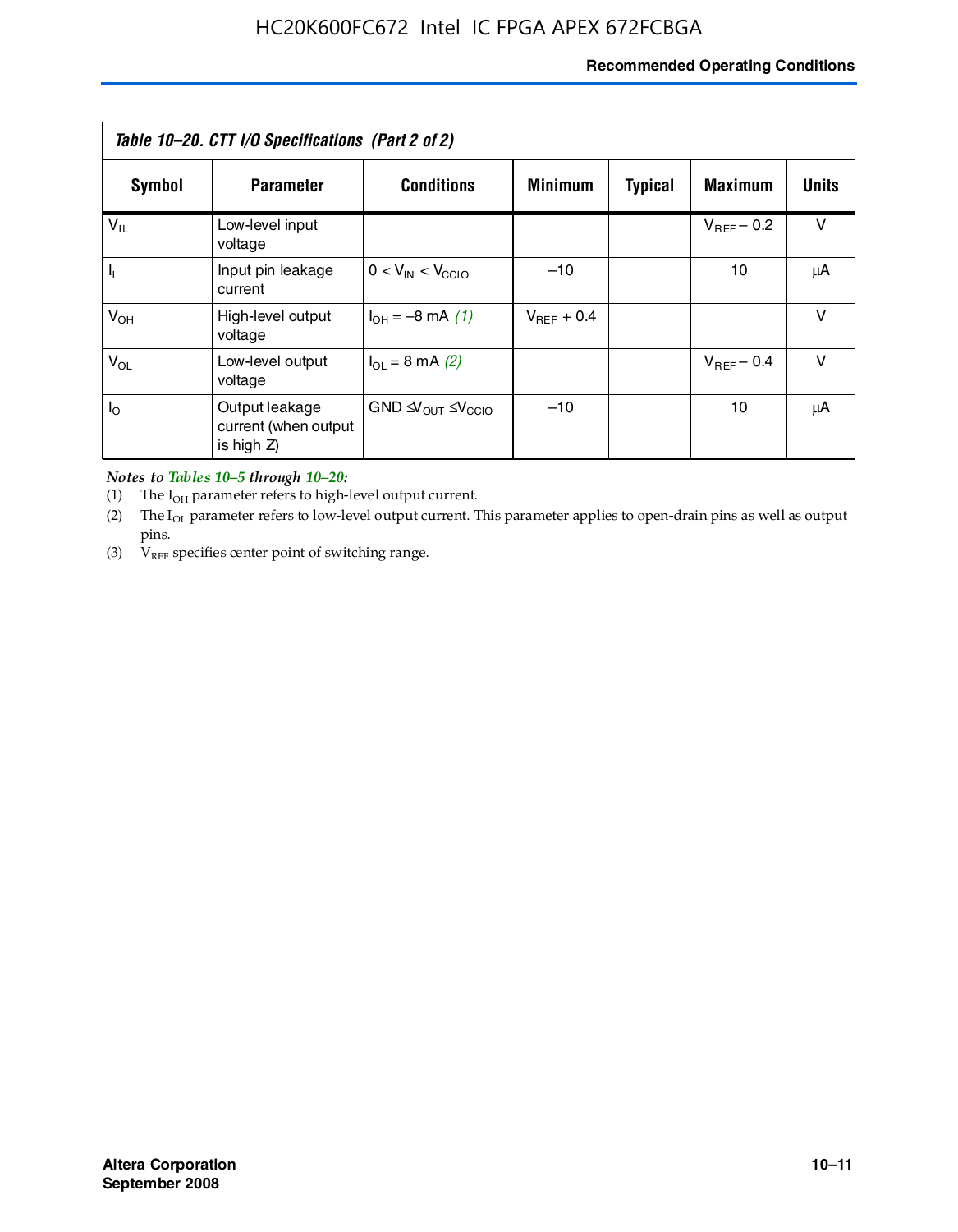*Table 10–20. CTT I/O Specifications (Part 2 of 2)*

| Symbol | Parameter | Conditions | Minimum | Typical | Maximum | Units |
|---|---|---|---|---|---|---|
| $V_{IL}$ | Low-level input voltage | | | | $V_{REF}$ – 0.2 | V |
| $I_I$ | Input pin leakage current | $0 < V_{IN} < V_{CCIO}$ | –10 | | 10 | µA |
| $V_{OH}$ | High-level output voltage | $I_{OH}$ = –8 mA *(1)* | $V_{REF}$ + 0.4 | | | V |
| $V_{OL}$ | Low-level output voltage | $I_{OL}$ = 8 mA *(2)* | | | $V_{REF}$ – 0.4 | V |
| $I_O$ | Output leakage current (when output is high Z) | GND $\leq V_{OUT} \leq V_{CCIO}$ | –10 | | 10 | µA |

***Notes to Tables 10–5 through 10–20:***

(1) The $I_{OH}$ parameter refers to high-level output current.

(2) The $I_{OL}$ parameter refers to low-level output current. This parameter applies to open-drain pins as well as output pins.

(3) $V_{REF}$ specifies center point of switching range.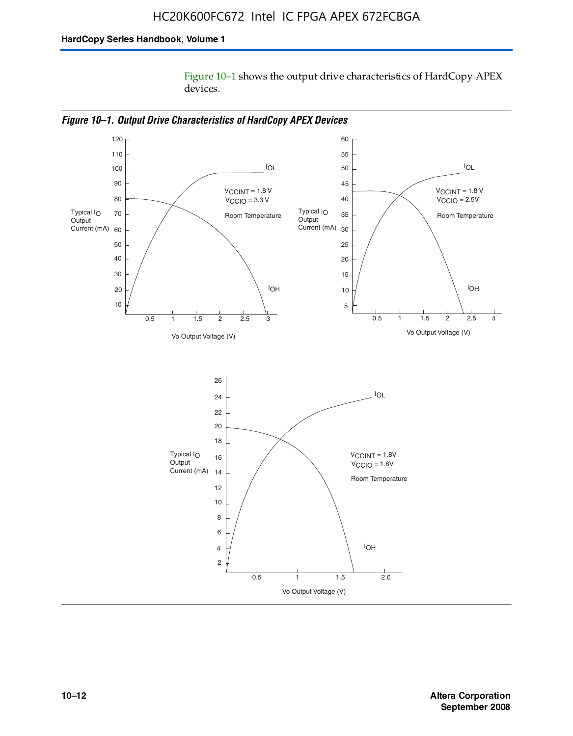Figure 10–1 shows the output drive characteristics of HardCopy APEX devices.

*Figure 10–1. Output Drive Characteristics of HardCopy APEX Devices*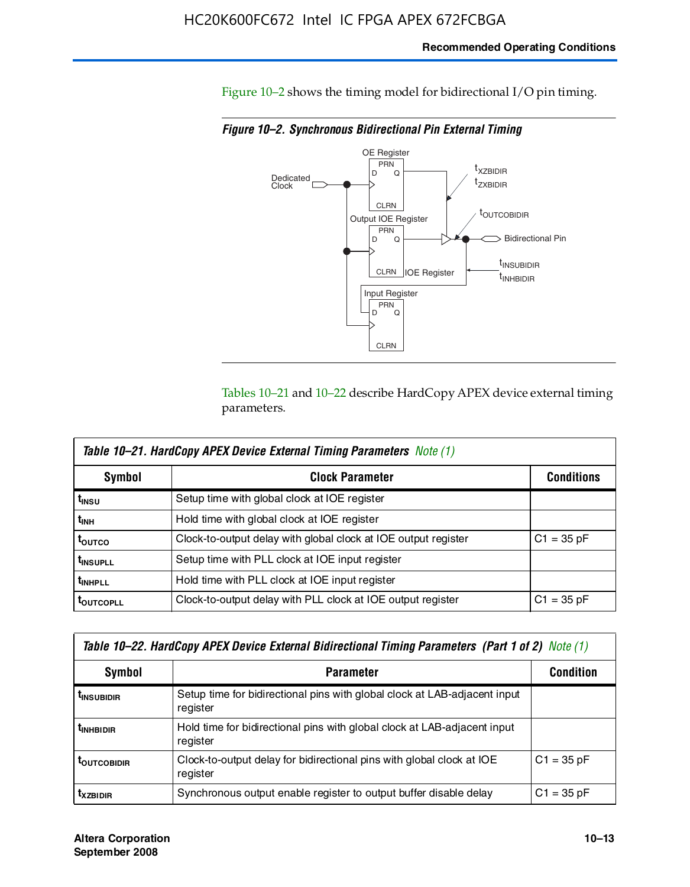Figure 10–2 shows the timing model for bidirectional I/O pin timing.

*Figure 10–2. Synchronous Bidirectional Pin External Timing*

Tables 10–21 and 10–22 describe HardCopy APEX device external timing parameters.

*Table 10–21. HardCopy APEX Device External Timing Parameters Note (1)*

| Symbol | Clock Parameter | Conditions |
|---|---|---|
| $t_{INSU}$ | Setup time with global clock at IOE register | |
| $t_{INH}$ | Hold time with global clock at IOE register | |
| $t_{OUTCO}$ | Clock-to-output delay with global clock at IOE output register | C1 = 35 pF |
| $t_{INSUPLL}$ | Setup time with PLL clock at IOE input register | |
| $t_{INHPLL}$ | Hold time with PLL clock at IOE input register | |
| $t_{OUTCOPLL}$ | Clock-to-output delay with PLL clock at IOE output register | C1 = 35 pF |

*Table 10–22. HardCopy APEX Device External Bidirectional Timing Parameters (Part 1 of 2) Note (1)*

| Symbol | Parameter | Condition |
|---|---|---|
| $t_{INSUBIDIR}$ | Setup time for bidirectional pins with global clock at LAB-adjacent input register | |
| $t_{INHBIDIR}$ | Hold time for bidirectional pins with global clock at LAB-adjacent input register | |
| $t_{OUTCOBIDIR}$ | Clock-to-output delay for bidirectional pins with global clock at IOE register | C1 = 35 pF |
| $t_{XZBIDIR}$ | Synchronous output enable register to output buffer disable delay | C1 = 35 pF |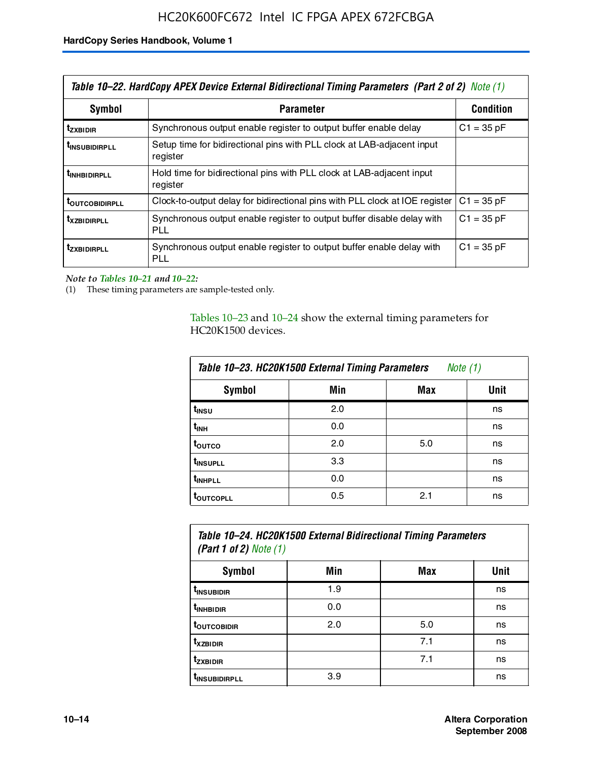**Table 10–22. HardCopy APEX Device External Bidirectional Timing Parameters (Part 2 of 2)** *Note (1)*

| Symbol | Parameter | Condition |
|---|---|---|
| $t_{ZXBIDIR}$ | Synchronous output enable register to output buffer enable delay | C1 = 35 pF |
| $t_{INSUBIDIRPLL}$ | Setup time for bidirectional pins with PLL clock at LAB-adjacent input register | |
| $t_{INHBIDIRPLL}$ | Hold time for bidirectional pins with PLL clock at LAB-adjacent input register | |
| $t_{OUTCOBIDIRPLL}$ | Clock-to-output delay for bidirectional pins with PLL clock at IOE register | C1 = 35 pF |
| $t_{XZBIDIRPLL}$ | Synchronous output enable register to output buffer disable delay with PLL | C1 = 35 pF |
| $t_{ZXBIDIRPLL}$ | Synchronous output enable register to output buffer enable delay with PLL | C1 = 35 pF |

*Note to Tables 10–21 and 10–22:*

(1) These timing parameters are sample-tested only.

Tables 10–23 and 10–24 show the external timing parameters for HC20K1500 devices.

**Table 10–23. HC20K1500 External Timing Parameters** *Note (1)*

| Symbol | Min | Max | Unit |
|---|---|---|---|
| $t_{INSU}$ | 2.0 | | ns |
| $t_{INH}$ | 0.0 | | ns |
| $t_{OUTCO}$ | 2.0 | 5.0 | ns |
| $t_{INSUPLL}$ | 3.3 | | ns |
| $t_{INHPLL}$ | 0.0 | | ns |
| $t_{OUTCOPLL}$ | 0.5 | 2.1 | ns |

**Table 10–24. HC20K1500 External Bidirectional Timing Parameters (Part 1 of 2)** *Note (1)*

| Symbol | Min | Max | Unit |
|---|---|---|---|
| $t_{INSUBIDIR}$ | 1.9 | | ns |
| $t_{INHBIDIR}$ | 0.0 | | ns |
| $t_{OUTCOBIDIR}$ | 2.0 | 5.0 | ns |
| $t_{XZBIDIR}$ | | 7.1 | ns |
| $t_{ZXBIDIR}$ | | 7.1 | ns |
| $t_{INSUBIDIRPLL}$ | 3.9 | | ns |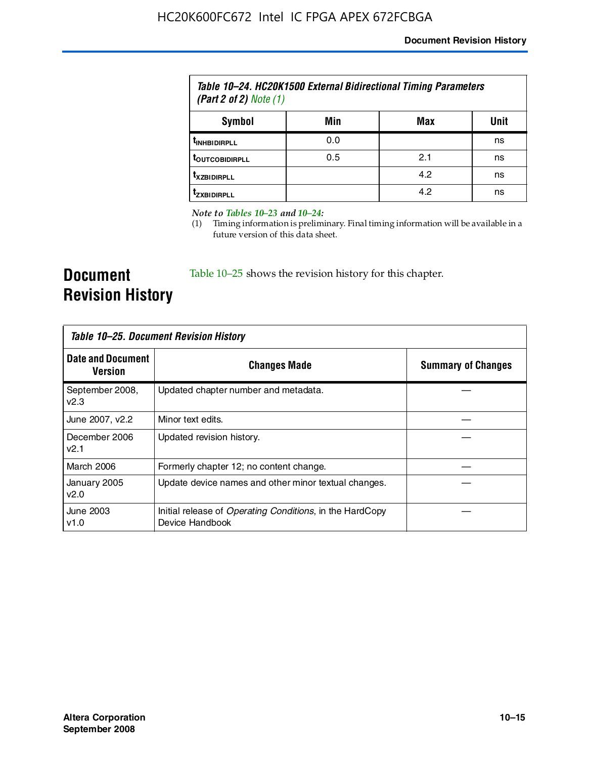**Table 10–24. HC20K1500 External Bidirectional Timing Parameters (Part 2 of 2)** *Note (1)*

| Symbol | Min | Max | Unit |
|---|---|---|---|
| $t_{INHBIDIRPLL}$ | 0.0 | | ns |
| $t_{OUTCOBIDIRPLL}$ | 0.5 | 2.1 | ns |
| $t_{XZBIDIRPLL}$ | | 4.2 | ns |
| $t_{ZXBIDIRPLL}$ | | 4.2 | ns |

*Note to Tables 10–23 and 10–24:*

(1) Timing information is preliminary. Final timing information will be available in a future version of this data sheet.

## Document Revision History

Table 10–25 shows the revision history for this chapter.

**Table 10–25. Document Revision History**

| Date and Document Version | Changes Made | Summary of Changes |
|---|---|---|
| September 2008, v2.3 | Updated chapter number and metadata. | — |
| June 2007, v2.2 | Minor text edits. | — |
| December 2006 v2.1 | Updated revision history. | — |
| March 2006 | Formerly chapter 12; no content change. | — |
| January 2005 v2.0 | Update device names and other minor textual changes. | — |
| June 2003 v1.0 | Initial release of *Operating Conditions*, in the HardCopy Device Handbook | — |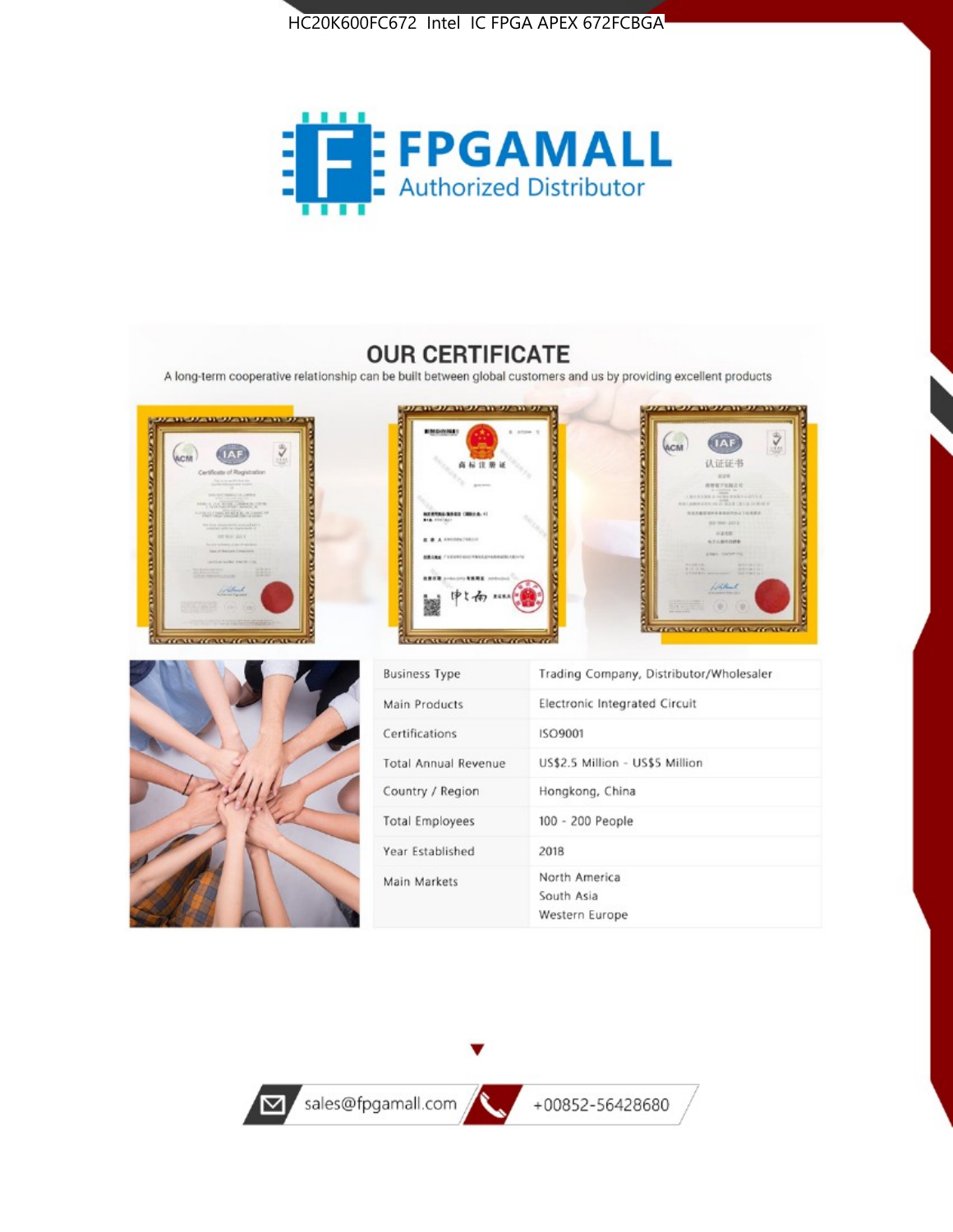FPGAMALL
Authorized Distributor

## OUR CERTIFICATE

A long-term cooperative relationship can be built between global customers and us by providing excellent products

| | |
|---|---|
| Business Type | Trading Company, Distributor/Wholesaler |
| Main Products | Electronic Integrated Circuit |
| Certifications | ISO9001 |
| Total Annual Revenue | US$2.5 Million - US$5 Million |
| Country / Region | Hongkong, China |
| Total Employees | 100 - 200 People |
| Year Established | 2018 |
| Main Markets | North America<br>South Asia<br>Western Europe |

sales@fpgamall.com

+00852-56428680